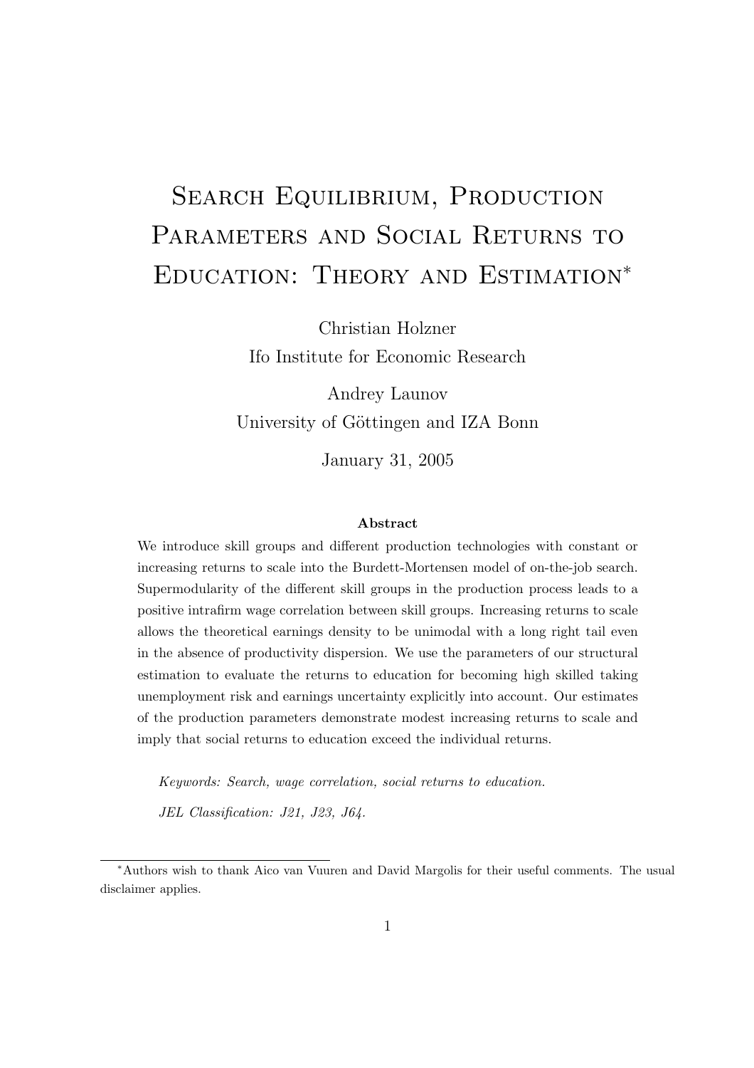# Search Equilibrium, Production Parameters and Social Returns to Education: Theory and Estimation[*]

Christian Holzner
Ifo Institute for Economic Research

Andrey Launov
University of Göttingen and IZA Bonn

January 31, 2005

### Abstract

We introduce skill groups and different production technologies with constant or increasing returns to scale into the Burdett-Mortensen model of on-the-job search. Supermodularity of the different skill groups in the production process leads to a positive intrafirm wage correlation between skill groups. Increasing returns to scale allows the theoretical earnings density to be unimodal with a long right tail even in the absence of productivity dispersion. We use the parameters of our structural estimation to evaluate the returns to education for becoming high skilled taking unemployment risk and earnings uncertainty explicitly into account. Our estimates of the production parameters demonstrate modest increasing returns to scale and imply that social returns to education exceed the individual returns.

*Keywords: Search, wage correlation, social returns to education.*

*JEL Classification: J21, J23, J64.*

---

[*]Authors wish to thank Aico van Vuuren and David Margolis for their useful comments. The usual disclaimer applies.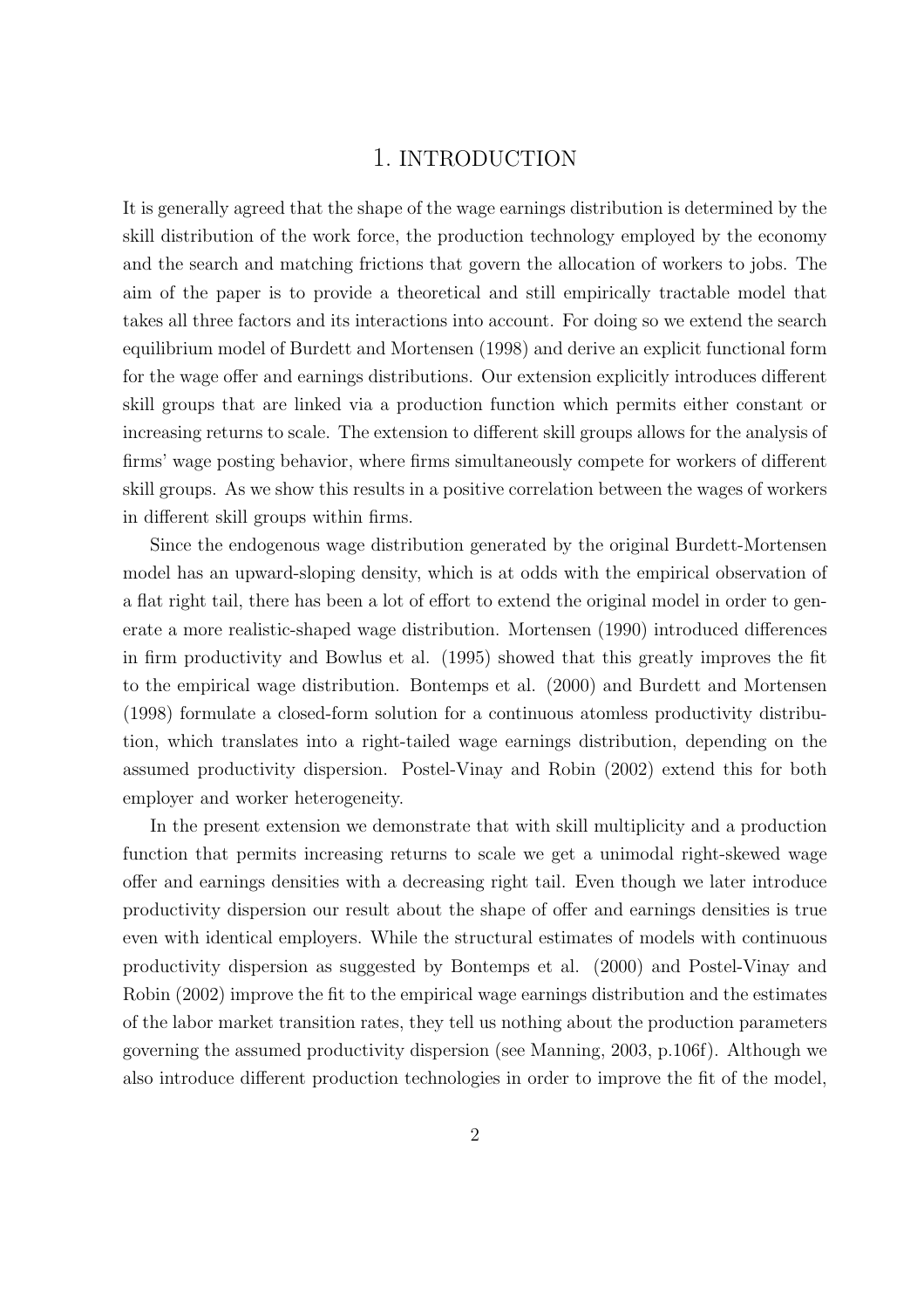# 1. INTRODUCTION

It is generally agreed that the shape of the wage earnings distribution is determined by the skill distribution of the work force, the production technology employed by the economy and the search and matching frictions that govern the allocation of workers to jobs. The aim of the paper is to provide a theoretical and still empirically tractable model that takes all three factors and its interactions into account. For doing so we extend the search equilibrium model of Burdett and Mortensen (1998) and derive an explicit functional form for the wage offer and earnings distributions. Our extension explicitly introduces different skill groups that are linked via a production function which permits either constant or increasing returns to scale. The extension to different skill groups allows for the analysis of firms' wage posting behavior, where firms simultaneously compete for workers of different skill groups. As we show this results in a positive correlation between the wages of workers in different skill groups within firms.

Since the endogenous wage distribution generated by the original Burdett-Mortensen model has an upward-sloping density, which is at odds with the empirical observation of a flat right tail, there has been a lot of effort to extend the original model in order to generate a more realistic-shaped wage distribution. Mortensen (1990) introduced differences in firm productivity and Bowlus et al. (1995) showed that this greatly improves the fit to the empirical wage distribution. Bontemps et al. (2000) and Burdett and Mortensen (1998) formulate a closed-form solution for a continuous atomless productivity distribution, which translates into a right-tailed wage earnings distribution, depending on the assumed productivity dispersion. Postel-Vinay and Robin (2002) extend this for both employer and worker heterogeneity.

In the present extension we demonstrate that with skill multiplicity and a production function that permits increasing returns to scale we get a unimodal right-skewed wage offer and earnings densities with a decreasing right tail. Even though we later introduce productivity dispersion our result about the shape of offer and earnings densities is true even with identical employers. While the structural estimates of models with continuous productivity dispersion as suggested by Bontemps et al. (2000) and Postel-Vinay and Robin (2002) improve the fit to the empirical wage earnings distribution and the estimates of the labor market transition rates, they tell us nothing about the production parameters governing the assumed productivity dispersion (see Manning, 2003, p.106f). Although we also introduce different production technologies in order to improve the fit of the model,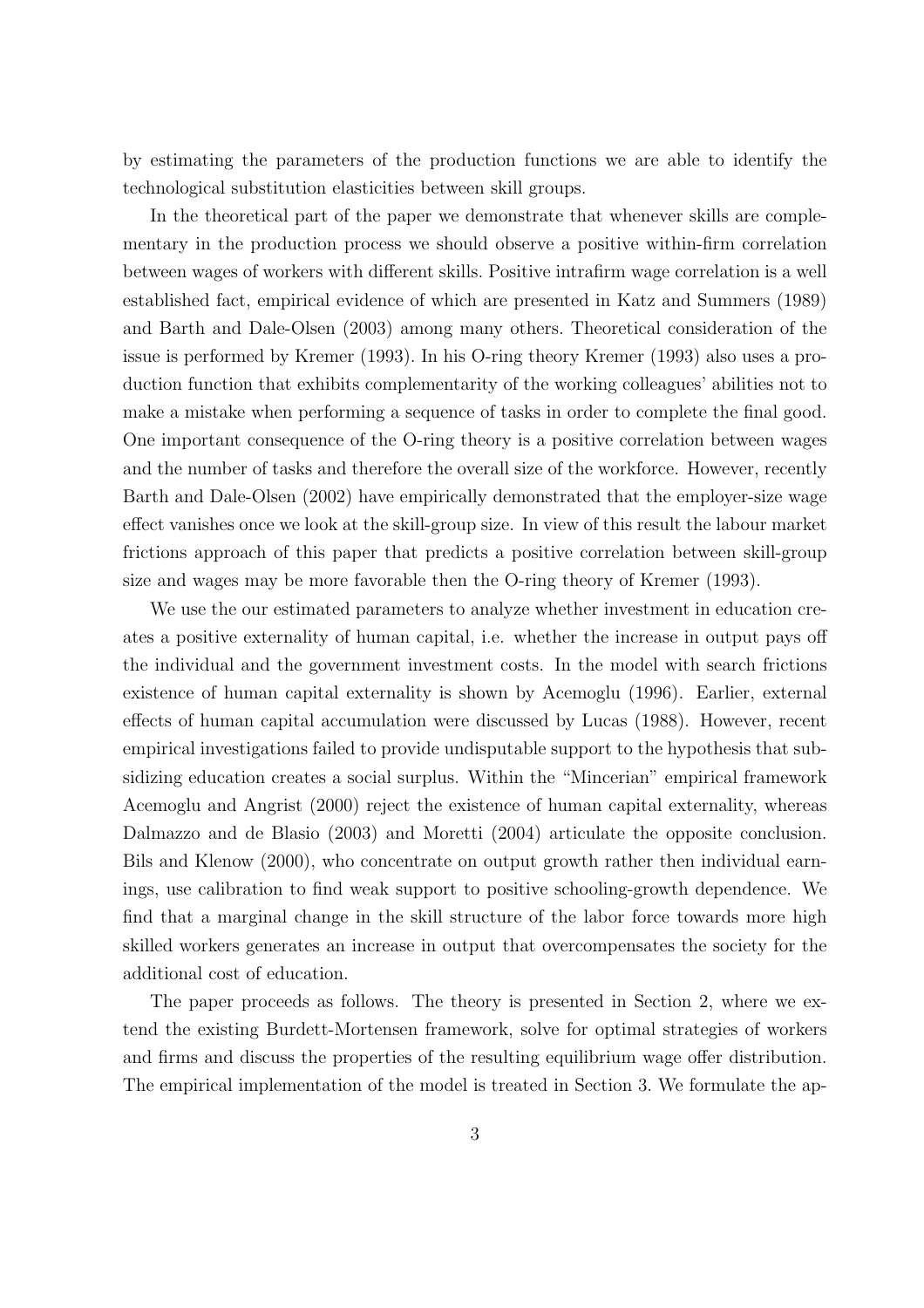by estimating the parameters of the production functions we are able to identify the technological substitution elasticities between skill groups.

In the theoretical part of the paper we demonstrate that whenever skills are complementary in the production process we should observe a positive within-firm correlation between wages of workers with different skills. Positive intrafirm wage correlation is a well established fact, empirical evidence of which are presented in Katz and Summers (1989) and Barth and Dale-Olsen (2003) among many others. Theoretical consideration of the issue is performed by Kremer (1993). In his O-ring theory Kremer (1993) also uses a production function that exhibits complementarity of the working colleagues' abilities not to make a mistake when performing a sequence of tasks in order to complete the final good. One important consequence of the O-ring theory is a positive correlation between wages and the number of tasks and therefore the overall size of the workforce. However, recently Barth and Dale-Olsen (2002) have empirically demonstrated that the employer-size wage effect vanishes once we look at the skill-group size. In view of this result the labour market frictions approach of this paper that predicts a positive correlation between skill-group size and wages may be more favorable then the O-ring theory of Kremer (1993).

We use the our estimated parameters to analyze whether investment in education creates a positive externality of human capital, i.e. whether the increase in output pays off the individual and the government investment costs. In the model with search frictions existence of human capital externality is shown by Acemoglu (1996). Earlier, external effects of human capital accumulation were discussed by Lucas (1988). However, recent empirical investigations failed to provide undisputable support to the hypothesis that subsidizing education creates a social surplus. Within the "Mincerian" empirical framework Acemoglu and Angrist (2000) reject the existence of human capital externality, whereas Dalmazzo and de Blasio (2003) and Moretti (2004) articulate the opposite conclusion. Bils and Klenow (2000), who concentrate on output growth rather then individual earnings, use calibration to find weak support to positive schooling-growth dependence. We find that a marginal change in the skill structure of the labor force towards more high skilled workers generates an increase in output that overcompensates the society for the additional cost of education.

The paper proceeds as follows. The theory is presented in Section 2, where we extend the existing Burdett-Mortensen framework, solve for optimal strategies of workers and firms and discuss the properties of the resulting equilibrium wage offer distribution. The empirical implementation of the model is treated in Section 3. We formulate the ap-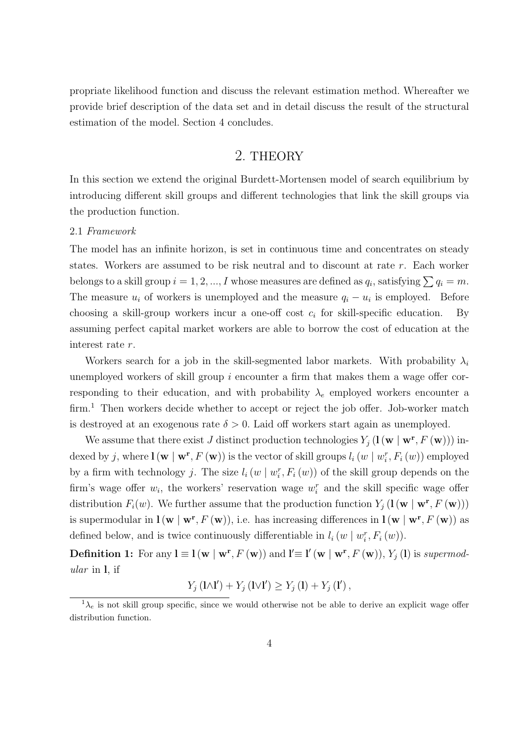propriate likelihood function and discuss the relevant estimation method. Whereafter we provide brief description of the data set and in detail discuss the result of the structural estimation of the model. Section 4 concludes.

## 2. THEORY

In this section we extend the original Burdett-Mortensen model of search equilibrium by introducing different skill groups and different technologies that link the skill groups via the production function.

### 2.1 *Framework*

The model has an infinite horizon, is set in continuous time and concentrates on steady states. Workers are assumed to be risk neutral and to discount at rate $r$. Each worker belongs to a skill group $i = 1, 2, ..., I$ whose measures are defined as $q_i$, satisfying $\sum q_i = m$. The measure $u_i$ of workers is unemployed and the measure $q_i - u_i$ is employed. Before choosing a skill-group workers incur a one-off cost $c_i$ for skill-specific education. By assuming perfect capital market workers are able to borrow the cost of education at the interest rate $r$.

Workers search for a job in the skill-segmented labor markets. With probability $\lambda_i$ unemployed workers of skill group $i$ encounter a firm that makes them a wage offer corresponding to their education, and with probability $\lambda_e$ employed workers encounter a firm.[1] Then workers decide whether to accept or reject the job offer. Job-worker match is destroyed at an exogenous rate $\delta > 0$. Laid off workers start again as unemployed.

We assume that there exist $J$ distinct production technologies $Y_j\left(\mathbf{l}\left(\mathbf{w} \mid \mathbf{w^r}, F\left(\mathbf{w}\right)\right)\right)$ indexed by $j$, where $\mathbf{l}\left(\mathbf{w} \mid \mathbf{w^r}, F\left(\mathbf{w}\right)\right)$ is the vector of skill groups $l_i\left(w \mid w_i^r, F_i\left(w\right)\right)$ employed by a firm with technology $j$. The size $l_i\left(w \mid w_i^r, F_i\left(w\right)\right)$ of the skill group depends on the firm's wage offer $w_i$, the workers' reservation wage $w_i^r$ and the skill specific wage offer distribution $F_i(w)$. We further assume that the production function $Y_j\left(\mathbf{l}\left(\mathbf{w} \mid \mathbf{w^r}, F\left(\mathbf{w}\right)\right)\right)$ is supermodular in $\mathbf{l}\left(\mathbf{w} \mid \mathbf{w^r}, F\left(\mathbf{w}\right)\right)$, i.e. has increasing differences in $\mathbf{l}\left(\mathbf{w} \mid \mathbf{w^r}, F\left(\mathbf{w}\right)\right)$ as defined below, and is twice continuously differentiable in $l_i\left(w \mid w_i^r, F_i\left(w\right)\right)$.

**Definition 1:** For any $\mathbf{l} \equiv \mathbf{l}\left(\mathbf{w} \mid \mathbf{w^r}, F\left(\mathbf{w}\right)\right)$ and $\mathbf{l'} \equiv \mathbf{l'}\left(\mathbf{w} \mid \mathbf{w^r}, F\left(\mathbf{w}\right)\right)$, $Y_j\left(\mathbf{l}\right)$ is *supermodular* in $\mathbf{l}$, if

$$Y_j\left(\mathbf{l} \wedge \mathbf{l'}\right) + Y_j\left(\mathbf{l} \vee \mathbf{l'}\right) \geq Y_j\left(\mathbf{l}\right) + Y_j\left(\mathbf{l'}\right),$$

[1] $\lambda_e$ is not skill group specific, since we would otherwise not be able to derive an explicit wage offer distribution function.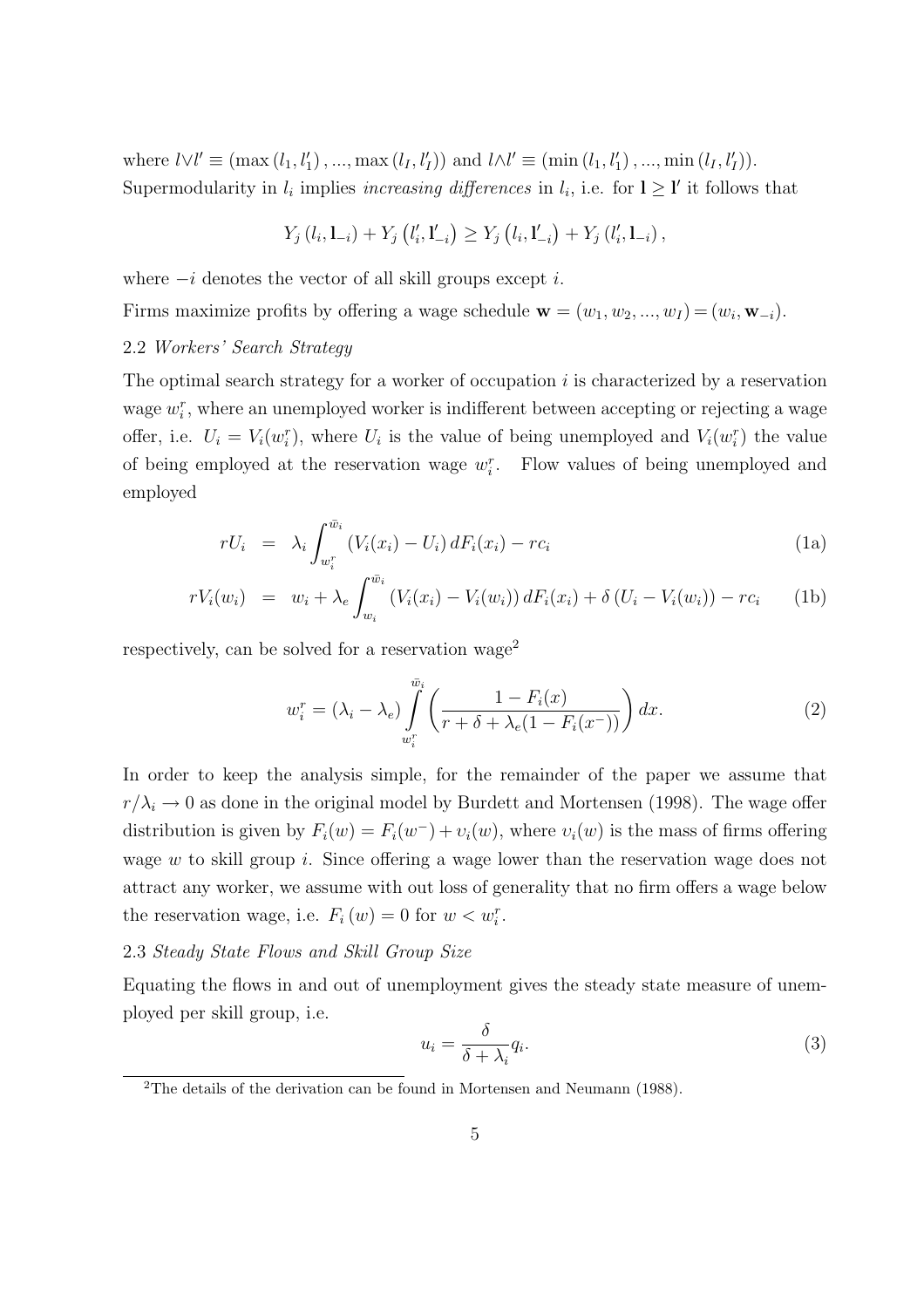where $l \vee l' \equiv (\max(l_1, l_1'), ..., \max(l_I, l_I'))$ and $l \wedge l' \equiv (\min(l_1, l_1'), ..., \min(l_I, l_I'))$. Supermodularity in $l_i$ implies *increasing differences* in $l_i$, i.e. for $\mathbf{l} \geq \mathbf{l}'$ it follows that

$$Y_j(l_i, \mathbf{l}_{-i}) + Y_j(l_i', \mathbf{l}_{-i}') \geq Y_j(l_i, \mathbf{l}_{-i}') + Y_j(l_i', \mathbf{l}_{-i}),$$

where $-i$ denotes the vector of all skill groups except $i$.

Firms maximize profits by offering a wage schedule $\mathbf{w} = (w_1, w_2, ..., w_I) = (w_i, \mathbf{w}_{-i})$.

### 2.2 *Workers' Search Strategy*

The optimal search strategy for a worker of occupation $i$ is characterized by a reservation wage $w_i^r$, where an unemployed worker is indifferent between accepting or rejecting a wage offer, i.e. $U_i = V_i(w_i^r)$, where $U_i$ is the value of being unemployed and $V_i(w_i^r)$ the value of being employed at the reservation wage $w_i^r$. Flow values of being unemployed and employed

$$rU_i = \lambda_i \int_{w_i^r}^{\bar{w}_i} (V_i(x_i) - U_i)\, dF_i(x_i) - rc_i \tag{1a}$$

$$rV_i(w_i) = w_i + \lambda_e \int_{w_i}^{\bar{w}_i} (V_i(x_i) - V_i(w_i))\, dF_i(x_i) + \delta(U_i - V_i(w_i)) - rc_i \tag{1b}$$

respectively, can be solved for a reservation wage[2]

$$w_i^r = (\lambda_i - \lambda_e) \int_{w_i^r}^{\bar{w}_i} \left( \frac{1 - F_i(x)}{r + \delta + \lambda_e(1 - F_i(x^-))} \right) dx. \tag{2}$$

In order to keep the analysis simple, for the remainder of the paper we assume that $r/\lambda_i \to 0$ as done in the original model by Burdett and Mortensen (1998). The wage offer distribution is given by $F_i(w) = F_i(w^-) + \upsilon_i(w)$, where $\upsilon_i(w)$ is the mass of firms offering wage $w$ to skill group $i$. Since offering a wage lower than the reservation wage does not attract any worker, we assume with out loss of generality that no firm offers a wage below the reservation wage, i.e. $F_i(w) = 0$ for $w < w_i^r$.

### 2.3 *Steady State Flows and Skill Group Size*

Equating the flows in and out of unemployment gives the steady state measure of unemployed per skill group, i.e.

$$u_i = \frac{\delta}{\delta + \lambda_i} q_i. \tag{3}$$

[2] The details of the derivation can be found in Mortensen and Neumann (1988).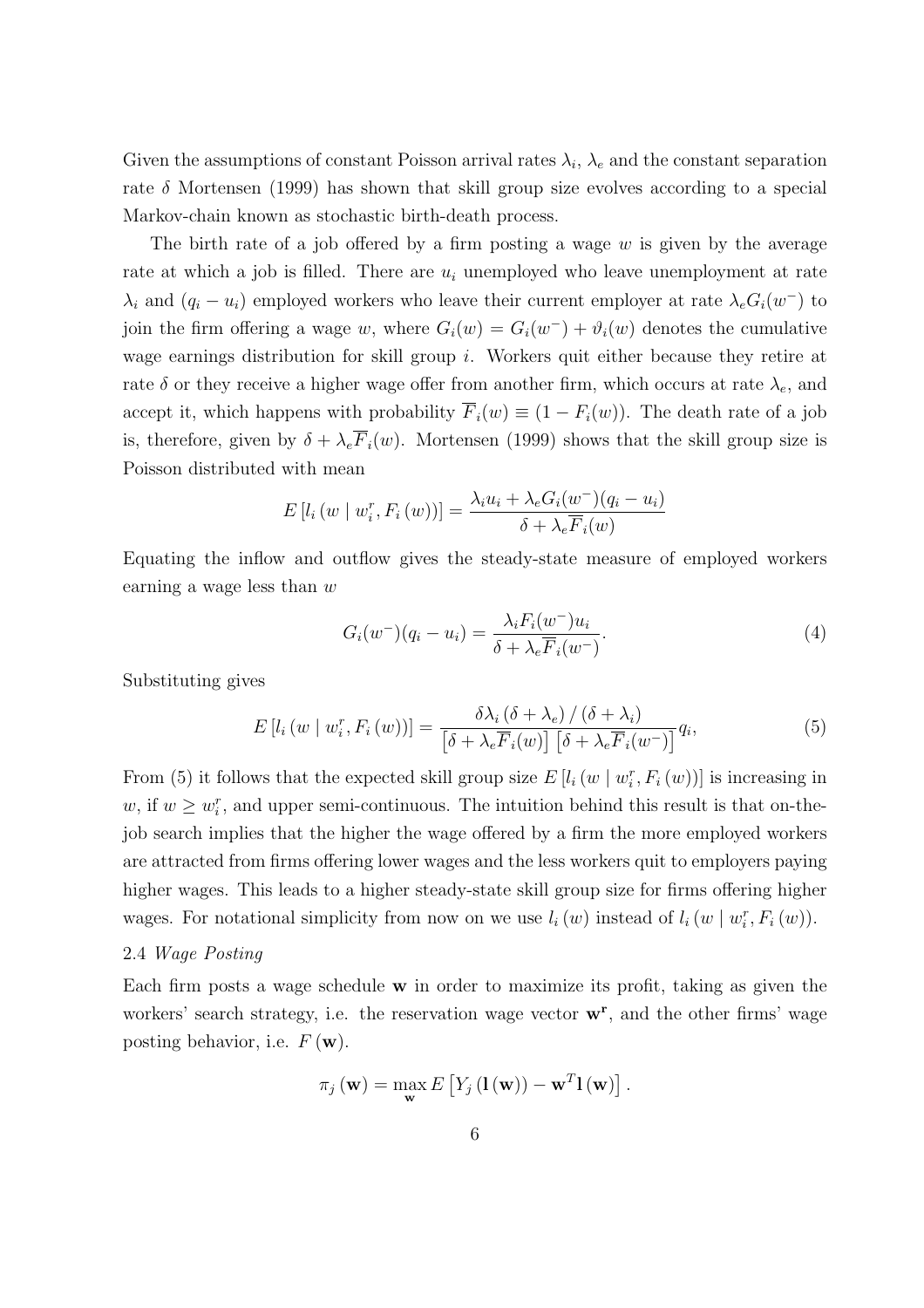Given the assumptions of constant Poisson arrival rates $\lambda_i$, $\lambda_e$ and the constant separation rate $\delta$ Mortensen (1999) has shown that skill group size evolves according to a special Markov-chain known as stochastic birth-death process.

The birth rate of a job offered by a firm posting a wage $w$ is given by the average rate at which a job is filled. There are $u_i$ unemployed who leave unemployment at rate $\lambda_i$ and $(q_i - u_i)$ employed workers who leave their current employer at rate $\lambda_e G_i(w^-)$ to join the firm offering a wage $w$, where $G_i(w) = G_i(w^-) + \vartheta_i(w)$ denotes the cumulative wage earnings distribution for skill group $i$. Workers quit either because they retire at rate $\delta$ or they receive a higher wage offer from another firm, which occurs at rate $\lambda_e$, and accept it, which happens with probability $\overline{F}_i(w) \equiv (1 - F_i(w))$. The death rate of a job is, therefore, given by $\delta + \lambda_e \overline{F}_i(w)$. Mortensen (1999) shows that the skill group size is Poisson distributed with mean

$$E\left[l_i\left(w \mid w_i^r, F_i\left(w\right)\right)\right] = \frac{\lambda_i u_i + \lambda_e G_i(w^-)(q_i - u_i)}{\delta + \lambda_e \overline{F}_i(w)}$$

Equating the inflow and outflow gives the steady-state measure of employed workers earning a wage less than $w$

$$G_i(w^-)(q_i - u_i) = \frac{\lambda_i F_i(w^-) u_i}{\delta + \lambda_e \overline{F}_i(w^-)}. \tag{4}$$

Substituting gives

$$E\left[l_i\left(w \mid w_i^r, F_i\left(w\right)\right)\right] = \frac{\delta \lambda_i \left(\delta + \lambda_e\right) / \left(\delta + \lambda_i\right)}{\left[\delta + \lambda_e \overline{F}_i(w)\right]\left[\delta + \lambda_e \overline{F}_i(w^-)\right]} q_i, \tag{5}$$

From (5) it follows that the expected skill group size $E\left[l_i\left(w \mid w_i^r, F_i\left(w\right)\right)\right]$ is increasing in $w$, if $w \geq w_i^r$, and upper semi-continuous. The intuition behind this result is that on-the-job search implies that the higher the wage offered by a firm the more employed workers are attracted from firms offering lower wages and the less workers quit to employers paying higher wages. This leads to a higher steady-state skill group size for firms offering higher wages. For notational simplicity from now on we use $l_i\left(w\right)$ instead of $l_i\left(w \mid w_i^r, F_i\left(w\right)\right)$.

2.4 *Wage Posting*

Each firm posts a wage schedule $\mathbf{w}$ in order to maximize its profit, taking as given the workers' search strategy, i.e. the reservation wage vector $\mathbf{w^r}$, and the other firms' wage posting behavior, i.e. $F\left(\mathbf{w}\right)$.

$$\pi_j\left(\mathbf{w}\right) = \max_{\mathbf{w}} E\left[Y_j\left(\mathbf{l}\left(\mathbf{w}\right)\right) - \mathbf{w}^T \mathbf{l}\left(\mathbf{w}\right)\right].$$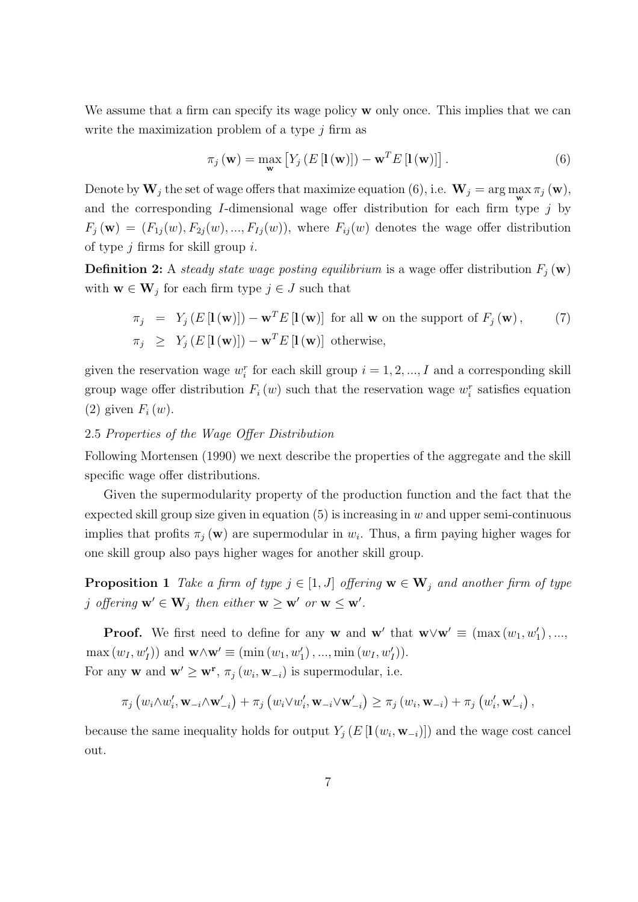We assume that a firm can specify its wage policy $\mathbf{w}$ only once. This implies that we can write the maximization problem of a type $j$ firm as

$$\pi_j(\mathbf{w}) = \max_{\mathbf{w}} \left[ Y_j\left(E\left[\mathbf{l}\left(\mathbf{w}\right)\right]\right) - \mathbf{w}^T E\left[\mathbf{l}\left(\mathbf{w}\right)\right] \right]. \tag{6}$$

Denote by $\mathbf{W}_j$ the set of wage offers that maximize equation (6), i.e. $\mathbf{W}_j = \arg\max_{\mathbf{w}} \pi_j(\mathbf{w})$, and the corresponding $I$-dimensional wage offer distribution for each firm type $j$ by $F_j(\mathbf{w}) = (F_{1j}(w), F_{2j}(w), ..., F_{Ij}(w))$, where $F_{ij}(w)$ denotes the wage offer distribution of type $j$ firms for skill group $i$.

**Definition 2:** A *steady state wage posting equilibrium* is a wage offer distribution $F_j(\mathbf{w})$ with $\mathbf{w} \in \mathbf{W}_j$ for each firm type $j \in J$ such that

$$\begin{aligned} \pi_j &= Y_j\left(E\left[\mathbf{l}\left(\mathbf{w}\right)\right]\right) - \mathbf{w}^T E\left[\mathbf{l}\left(\mathbf{w}\right)\right] \text{ for all } \mathbf{w} \text{ on the support of } F_j(\mathbf{w}), \qquad (7) \\ \pi_j &\geq Y_j\left(E\left[\mathbf{l}\left(\mathbf{w}\right)\right]\right) - \mathbf{w}^T E\left[\mathbf{l}\left(\mathbf{w}\right)\right] \text{ otherwise,} \end{aligned}$$

given the reservation wage $w_i^r$ for each skill group $i = 1, 2, ..., I$ and a corresponding skill group wage offer distribution $F_i(w)$ such that the reservation wage $w_i^r$ satisfies equation (2) given $F_i(w)$.

*2.5 Properties of the Wage Offer Distribution*

Following Mortensen (1990) we next describe the properties of the aggregate and the skill specific wage offer distributions.

Given the supermodularity property of the production function and the fact that the expected skill group size given in equation (5) is increasing in $w$ and upper semi-continuous implies that profits $\pi_j(\mathbf{w})$ are supermodular in $w_i$. Thus, a firm paying higher wages for one skill group also pays higher wages for another skill group.

**Proposition 1** *Take a firm of type $j \in [1, J]$ offering $\mathbf{w} \in \mathbf{W}_j$ and another firm of type $j$ offering $\mathbf{w}' \in \mathbf{W}_j$ then either $\mathbf{w} \geq \mathbf{w}'$ or $\mathbf{w} \leq \mathbf{w}'$.*

**Proof.** We first need to define for any $\mathbf{w}$ and $\mathbf{w}'$ that $\mathbf{w} \vee \mathbf{w}' \equiv (\max(w_1, w_1'), ..., \max(w_I, w_I'))$ and $\mathbf{w} \wedge \mathbf{w}' \equiv (\min(w_1, w_1'), ..., \min(w_I, w_I'))$.
For any $\mathbf{w}$ and $\mathbf{w}' \geq \mathbf{w}^{\mathbf{r}}$, $\pi_j(w_i, \mathbf{w}_{-i})$ is supermodular, i.e.

$$\pi_j\left(w_i \wedge w_i', \mathbf{w}_{-i} \wedge \mathbf{w}_{-i}'\right) + \pi_j\left(w_i \vee w_i', \mathbf{w}_{-i} \vee \mathbf{w}_{-i}'\right) \geq \pi_j\left(w_i, \mathbf{w}_{-i}\right) + \pi_j\left(w_i', \mathbf{w}_{-i}'\right),$$

because the same inequality holds for output $Y_j\left(E\left[\mathbf{l}\left(w_i, \mathbf{w}_{-i}\right)\right]\right)$ and the wage cost cancel out.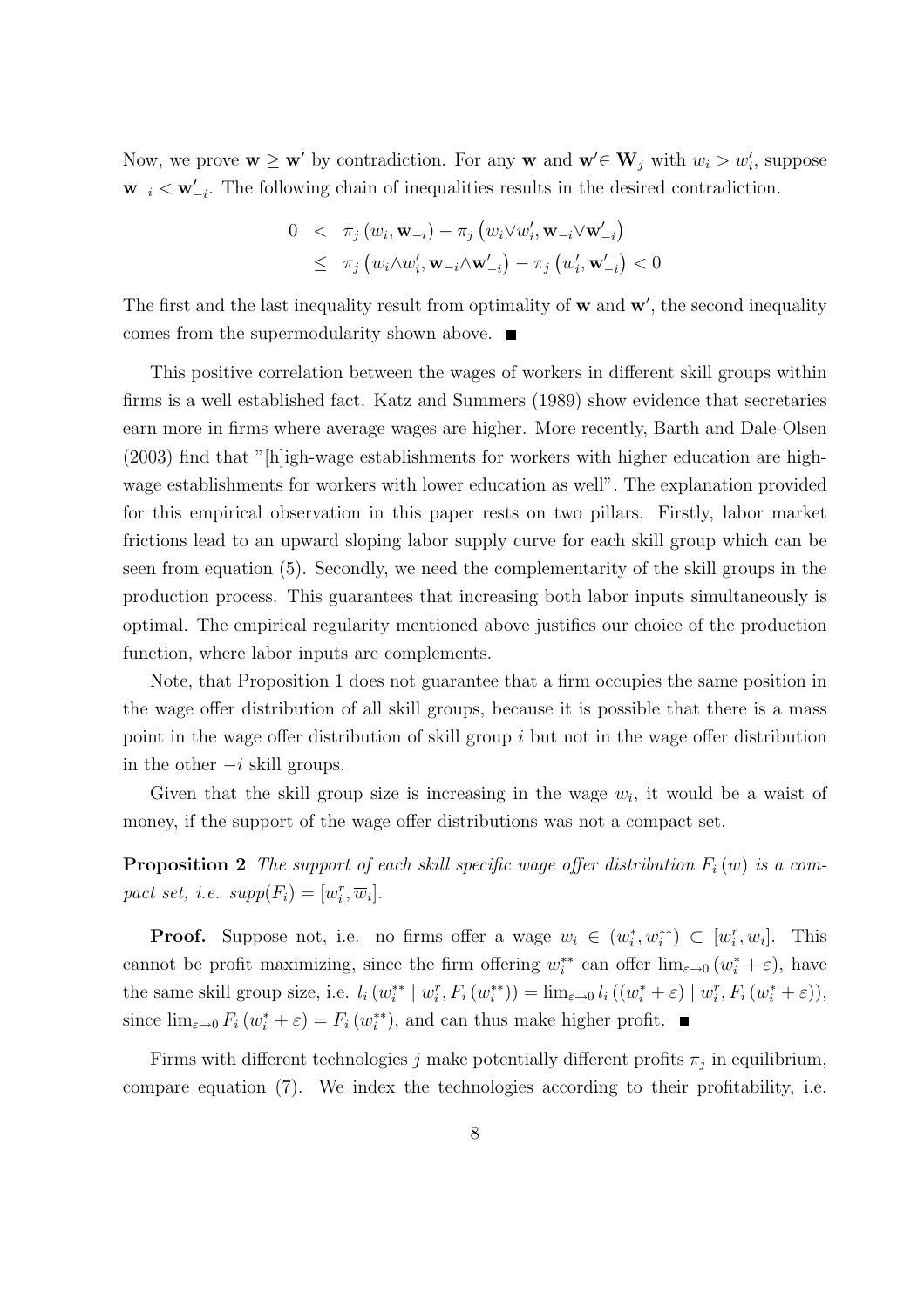Now, we prove $\mathbf{w} \geq \mathbf{w}'$ by contradiction. For any $\mathbf{w}$ and $\mathbf{w}' \in \mathbf{W}_j$ with $w_i > w_i'$, suppose $\mathbf{w}_{-i} < \mathbf{w}_{-i}'$. The following chain of inequalities results in the desired contradiction.

$$
\begin{aligned}
0 &< \pi_j\left(w_i, \mathbf{w}_{-i}\right) - \pi_j\left(w_i \vee w_i', \mathbf{w}_{-i} \vee \mathbf{w}_{-i}'\right) \\
&\leq \pi_j\left(w_i \wedge w_i', \mathbf{w}_{-i} \wedge \mathbf{w}_{-i}'\right) - \pi_j\left(w_i', \mathbf{w}_{-i}'\right) < 0
\end{aligned}
$$

The first and the last inequality result from optimality of $\mathbf{w}$ and $\mathbf{w}'$, the second inequality comes from the supermodularity shown above. ■

This positive correlation between the wages of workers in different skill groups within firms is a well established fact. Katz and Summers (1989) show evidence that secretaries earn more in firms where average wages are higher. More recently, Barth and Dale-Olsen (2003) find that "[h]igh-wage establishments for workers with higher education are high-wage establishments for workers with lower education as well". The explanation provided for this empirical observation in this paper rests on two pillars. Firstly, labor market frictions lead to an upward sloping labor supply curve for each skill group which can be seen from equation (5). Secondly, we need the complementarity of the skill groups in the production process. This guarantees that increasing both labor inputs simultaneously is optimal. The empirical regularity mentioned above justifies our choice of the production function, where labor inputs are complements.

Note, that Proposition 1 does not guarantee that a firm occupies the same position in the wage offer distribution of all skill groups, because it is possible that there is a mass point in the wage offer distribution of skill group $i$ but not in the wage offer distribution in the other $-i$ skill groups.

Given that the skill group size is increasing in the wage $w_i$, it would be a waist of money, if the support of the wage offer distributions was not a compact set.

**Proposition 2** *The support of each skill specific wage offer distribution $F_i(w)$ is a compact set, i.e. $supp(F_i) = [w_i^r, \overline{w}_i]$.*

**Proof.** Suppose not, i.e. no firms offer a wage $w_i \in (w_i^*, w_i^{**}) \subset [w_i^r, \overline{w}_i]$. This cannot be profit maximizing, since the firm offering $w_i^{**}$ can offer $\lim_{\varepsilon \to 0}(w_i^* + \varepsilon)$, have the same skill group size, i.e. $l_i\left(w_i^{**} \mid w_i^r, F_i\left(w_i^{**}\right)\right) = \lim_{\varepsilon \to 0} l_i\left(\left(w_i^* + \varepsilon\right) \mid w_i^r, F_i\left(w_i^* + \varepsilon\right)\right)$, since $\lim_{\varepsilon \to 0} F_i\left(w_i^* + \varepsilon\right) = F_i\left(w_i^{**}\right)$, and can thus make higher profit. ■

Firms with different technologies $j$ make potentially different profits $\pi_j$ in equilibrium, compare equation (7). We index the technologies according to their profitability, i.e.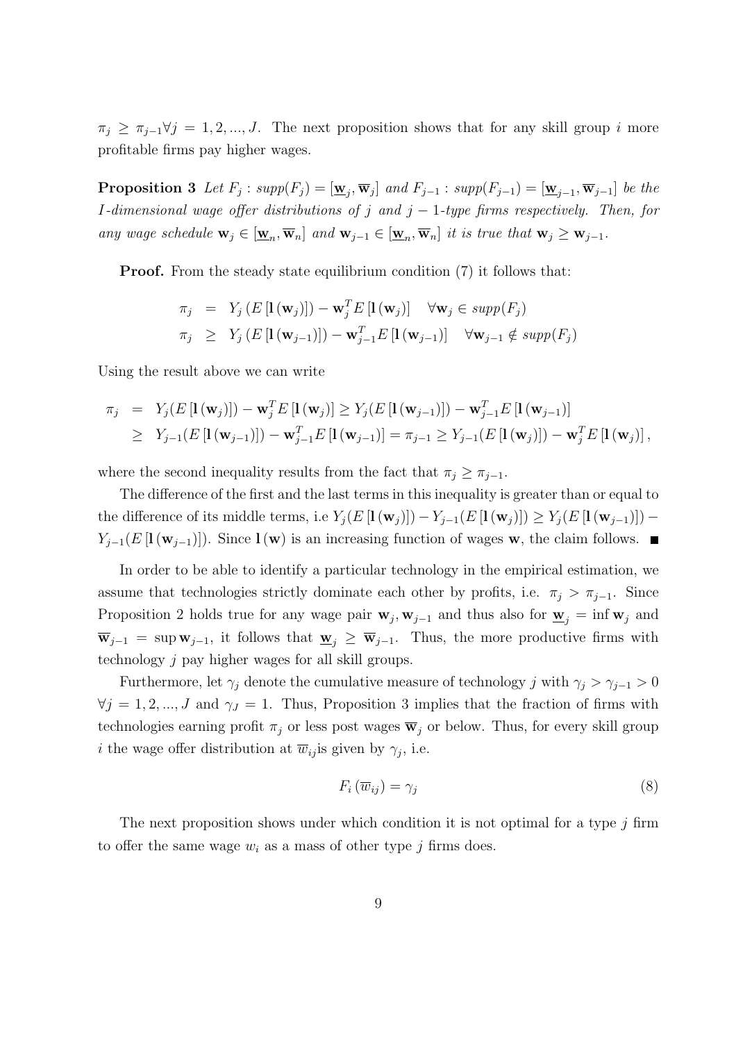$\pi_j \geq \pi_{j-1} \forall j = 1, 2, ..., J$. The next proposition shows that for any skill group $i$ more profitable firms pay higher wages.

**Proposition 3** *Let $F_j : supp(F_j) = [\underline{\mathbf{w}}_j, \overline{\mathbf{w}}_j]$ and $F_{j-1} : supp(F_{j-1}) = [\underline{\mathbf{w}}_{j-1}, \overline{\mathbf{w}}_{j-1}]$ be the I-dimensional wage offer distributions of $j$ and $j-1$-type firms respectively. Then, for any wage schedule $\mathbf{w}_j \in [\underline{\mathbf{w}}_n, \overline{\mathbf{w}}_n]$ and $\mathbf{w}_{j-1} \in [\underline{\mathbf{w}}_n, \overline{\mathbf{w}}_n]$ it is true that $\mathbf{w}_j \geq \mathbf{w}_{j-1}$.*

**Proof.** From the steady state equilibrium condition (7) it follows that:

$$
\begin{aligned}
\pi_j &= Y_j \left( E \left[ \mathbf{l} \left( \mathbf{w}_j \right) \right] \right) - \mathbf{w}_j^T E \left[ \mathbf{l} \left( \mathbf{w}_j \right) \right] \quad \forall \mathbf{w}_j \in supp(F_j) \\
\pi_j &\geq Y_j \left( E \left[ \mathbf{l} \left( \mathbf{w}_{j-1} \right) \right] \right) - \mathbf{w}_{j-1}^T E \left[ \mathbf{l} \left( \mathbf{w}_{j-1} \right) \right] \quad \forall \mathbf{w}_{j-1} \notin supp(F_j)
\end{aligned}
$$

Using the result above we can write

$$
\begin{aligned}
\pi_j &= Y_j(E \left[ \mathbf{l} \left( \mathbf{w}_j \right) \right]) - \mathbf{w}_j^T E \left[ \mathbf{l} \left( \mathbf{w}_j \right) \right] \geq Y_j(E \left[ \mathbf{l} \left( \mathbf{w}_{j-1} \right) \right]) - \mathbf{w}_{j-1}^T E \left[ \mathbf{l} \left( \mathbf{w}_{j-1} \right) \right] \\
&\geq Y_{j-1}(E \left[ \mathbf{l} \left( \mathbf{w}_{j-1} \right) \right]) - \mathbf{w}_{j-1}^T E \left[ \mathbf{l} \left( \mathbf{w}_{j-1} \right) \right] = \pi_{j-1} \geq Y_{j-1}(E \left[ \mathbf{l} \left( \mathbf{w}_j \right) \right]) - \mathbf{w}_j^T E \left[ \mathbf{l} \left( \mathbf{w}_j \right) \right],
\end{aligned}
$$

where the second inequality results from the fact that $\pi_j \geq \pi_{j-1}$.

The difference of the first and the last terms in this inequality is greater than or equal to the difference of its middle terms, i.e $Y_j(E \left[ \mathbf{l} \left( \mathbf{w}_j \right) \right]) - Y_{j-1}(E \left[ \mathbf{l} \left( \mathbf{w}_j \right) \right]) \geq Y_j(E \left[ \mathbf{l} \left( \mathbf{w}_{j-1} \right) \right]) - Y_{j-1}(E \left[ \mathbf{l} \left( \mathbf{w}_{j-1} \right) \right])$. Since $\mathbf{l}(\mathbf{w})$ is an increasing function of wages $\mathbf{w}$, the claim follows. ■

In order to be able to identify a particular technology in the empirical estimation, we assume that technologies strictly dominate each other by profits, i.e. $\pi_j > \pi_{j-1}$. Since Proposition 2 holds true for any wage pair $\mathbf{w}_j, \mathbf{w}_{j-1}$ and thus also for $\underline{\mathbf{w}}_j = \inf \mathbf{w}_j$ and $\overline{\mathbf{w}}_{j-1} = \sup \mathbf{w}_{j-1}$, it follows that $\underline{\mathbf{w}}_j \geq \overline{\mathbf{w}}_{j-1}$. Thus, the more productive firms with technology $j$ pay higher wages for all skill groups.

Furthermore, let $\gamma_j$ denote the cumulative measure of technology $j$ with $\gamma_j > \gamma_{j-1} > 0$ $\forall j = 1, 2, ..., J$ and $\gamma_J = 1$. Thus, Proposition 3 implies that the fraction of firms with technologies earning profit $\pi_j$ or less post wages $\overline{\mathbf{w}}_j$ or below. Thus, for every skill group $i$ the wage offer distribution at $\overline{w}_{ij}$is given by $\gamma_j$, i.e.

$$
F_i \left( \overline{w}_{ij} \right) = \gamma_j \tag{8}
$$

The next proposition shows under which condition it is not optimal for a type $j$ firm to offer the same wage $w_i$ as a mass of other type $j$ firms does.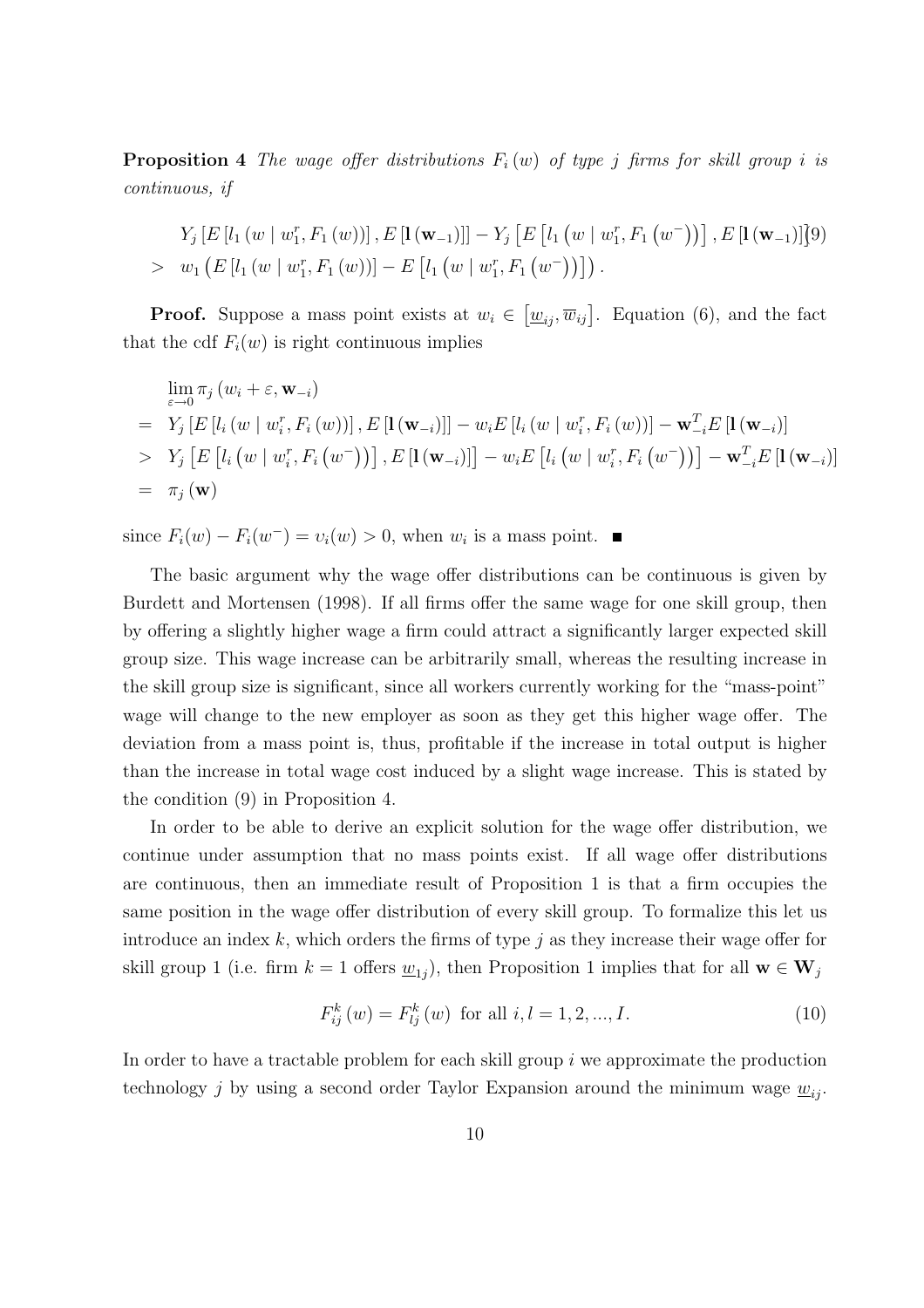**Proposition 4** *The wage offer distributions $F_i(w)$ of type $j$ firms for skill group $i$ is continuous, if*

$$
\begin{aligned}
& Y_j\left[E\left[l_1\left(w \mid w_1^r, F_1(w)\right)\right], E\left[\mathbf{l}\left(\mathbf{w}_{-1}\right)\right]\right]-Y_j\left[E\left[l_1\left(w \mid w_1^r, F_1\left(w^{-}\right)\right)\right], E\left[\mathbf{l}\left(\mathbf{w}_{-1}\right)\right]\right] \\
> \;& w_1\left(E\left[l_1\left(w \mid w_1^r, F_1(w)\right)\right]-E\left[l_1\left(w \mid w_1^r, F_1\left(w^{-}\right)\right)\right]\right).
\end{aligned} \tag{9}
$$

**Proof.** Suppose a mass point exists at $w_i \in \left[\underline{w}_{ij}, \overline{w}_{ij}\right]$. Equation (6), and the fact that the cdf $F_i(w)$ is right continuous implies

$$
\begin{aligned}
& \lim_{\varepsilon \to 0} \pi_j\left(w_i+\varepsilon, \mathbf{w}_{-i}\right) \\
= \;& Y_j\left[E\left[l_i\left(w \mid w_i^r, F_i(w)\right)\right], E\left[\mathbf{l}\left(\mathbf{w}_{-i}\right)\right]\right]-w_i E\left[l_i\left(w \mid w_i^r, F_i(w)\right)\right]-\mathbf{w}_{-i}^T E\left[\mathbf{l}\left(\mathbf{w}_{-i}\right)\right] \\
> \;& Y_j\left[E\left[l_i\left(w \mid w_i^r, F_i\left(w^{-}\right)\right)\right], E\left[\mathbf{l}\left(\mathbf{w}_{-i}\right)\right]\right]-w_i E\left[l_i\left(w \mid w_i^r, F_i\left(w^{-}\right)\right)\right]-\mathbf{w}_{-i}^T E\left[\mathbf{l}\left(\mathbf{w}_{-i}\right)\right] \\
= \;& \pi_j(\mathbf{w})
\end{aligned}
$$

since $F_i(w)-F_i(w^{-})=\upsilon_i(w)>0$, when $w_i$ is a mass point. ■

The basic argument why the wage offer distributions can be continuous is given by Burdett and Mortensen (1998). If all firms offer the same wage for one skill group, then by offering a slightly higher wage a firm could attract a significantly larger expected skill group size. This wage increase can be arbitrarily small, whereas the resulting increase in the skill group size is significant, since all workers currently working for the "mass-point" wage will change to the new employer as soon as they get this higher wage offer. The deviation from a mass point is, thus, profitable if the increase in total output is higher than the increase in total wage cost induced by a slight wage increase. This is stated by the condition (9) in Proposition 4.

In order to be able to derive an explicit solution for the wage offer distribution, we continue under assumption that no mass points exist. If all wage offer distributions are continuous, then an immediate result of Proposition 1 is that a firm occupies the same position in the wage offer distribution of every skill group. To formalize this let us introduce an index $k$, which orders the firms of type $j$ as they increase their wage offer for skill group 1 (i.e. firm $k=1$ offers $\underline{w}_{1j}$), then Proposition 1 implies that for all $\mathbf{w} \in \mathbf{W}_j$

$$
F_{ij}^k(w)=F_{lj}^k(w) \text{ for all } i, l=1,2, \ldots, I. \tag{10}
$$

In order to have a tractable problem for each skill group $i$ we approximate the production technology $j$ by using a second order Taylor Expansion around the minimum wage $\underline{w}_{ij}$.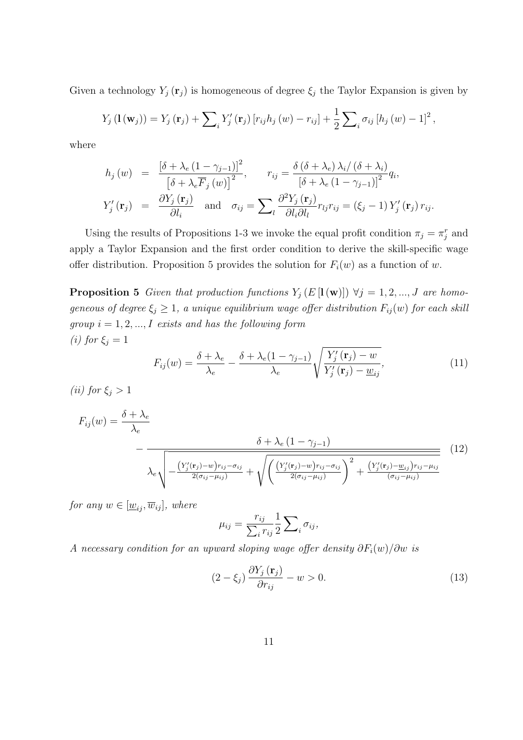Given a technology $Y_j(\mathbf{r}_j)$ is homogeneous of degree $\xi_j$ the Taylor Expansion is given by

$$
Y_j(\mathbf{l}(\mathbf{w}_j)) = Y_j(\mathbf{r}_j) + \sum\nolimits_i Y_j'(\mathbf{r}_j)\left[r_{ij}h_j(w) - r_{ij}\right] + \frac{1}{2}\sum\nolimits_i \sigma_{ij}\left[h_j(w) - 1\right]^2,
$$

where

$$
\begin{aligned}
h_j(w) &= \frac{\left[\delta + \lambda_e(1-\gamma_{j-1})\right]^2}{\left[\delta + \lambda_e \overline{F}_j(w)\right]^2}, \qquad r_{ij} = \frac{\delta(\delta+\lambda_e)\lambda_i/(\delta+\lambda_i)}{\left[\delta + \lambda_e(1-\gamma_{j-1})\right]^2} q_i, \\
Y_j'(\mathbf{r}_j) &= \frac{\partial Y_j(\mathbf{r}_j)}{\partial l_i} \quad \text{and} \quad \sigma_{ij} = \sum\nolimits_l \frac{\partial^2 Y_j(\mathbf{r}_j)}{\partial l_i \partial l_l} r_{lj} r_{ij} = (\xi_j - 1) Y_j'(\mathbf{r}_j) r_{ij}.
\end{aligned}
$$

Using the results of Propositions 1-3 we invoke the equal profit condition $\pi_j = \pi_j^r$ and apply a Taylor Expansion and the first order condition to derive the skill-specific wage offer distribution. Proposition 5 provides the solution for $F_i(w)$ as a function of $w$.

**Proposition 5** *Given that production functions $Y_j(E[\mathbf{l}(\mathbf{w})])$ $\forall j = 1, 2, ..., J$ are homogeneous of degree $\xi_j \geq 1$, a unique equilibrium wage offer distribution $F_{ij}(w)$ for each skill group $i = 1, 2, ..., I$ exists and has the following form*
*(i) for $\xi_j = 1$*

$$
F_{ij}(w) = \frac{\delta + \lambda_e}{\lambda_e} - \frac{\delta + \lambda_e(1-\gamma_{j-1})}{\lambda_e}\sqrt{\frac{Y_j'(\mathbf{r}_j) - w}{Y_j'(\mathbf{r}_j) - \underline{w}_{ij}}}, \tag{11}
$$

*(ii) for $\xi_j > 1$*

$$
F_{ij}(w) = \frac{\delta + \lambda_e}{\lambda_e} - \frac{\delta + \lambda_e(1-\gamma_{j-1})}{\lambda_e\sqrt{-\frac{\left(Y_j'(\mathbf{r}_j) - w\right)r_{ij} - \sigma_{ij}}{2(\sigma_{ij} - \mu_{ij})} + \sqrt{\left(\frac{\left(Y_j'(\mathbf{r}_j) - w\right)r_{ij} - \sigma_{ij}}{2(\sigma_{ij} - \mu_{ij})}\right)^2 + \frac{\left(Y_j'(\mathbf{r}_j) - \underline{w}_{ij}\right)r_{ij} - \mu_{ij}}{(\sigma_{ij} - \mu_{ij})}}}} \tag{12}
$$

*for any $w \in [\underline{w}_{ij}, \overline{w}_{ij}]$, where*

$$
\mu_{ij} = \frac{r_{ij}}{\sum_i r_{ij}} \frac{1}{2} \sum\nolimits_i \sigma_{ij},
$$

*A necessary condition for an upward sloping wage offer density $\partial F_i(w)/\partial w$ is*

$$
(2 - \xi_j)\frac{\partial Y_j(\mathbf{r}_j)}{\partial r_{ij}} - w > 0. \tag{13}
$$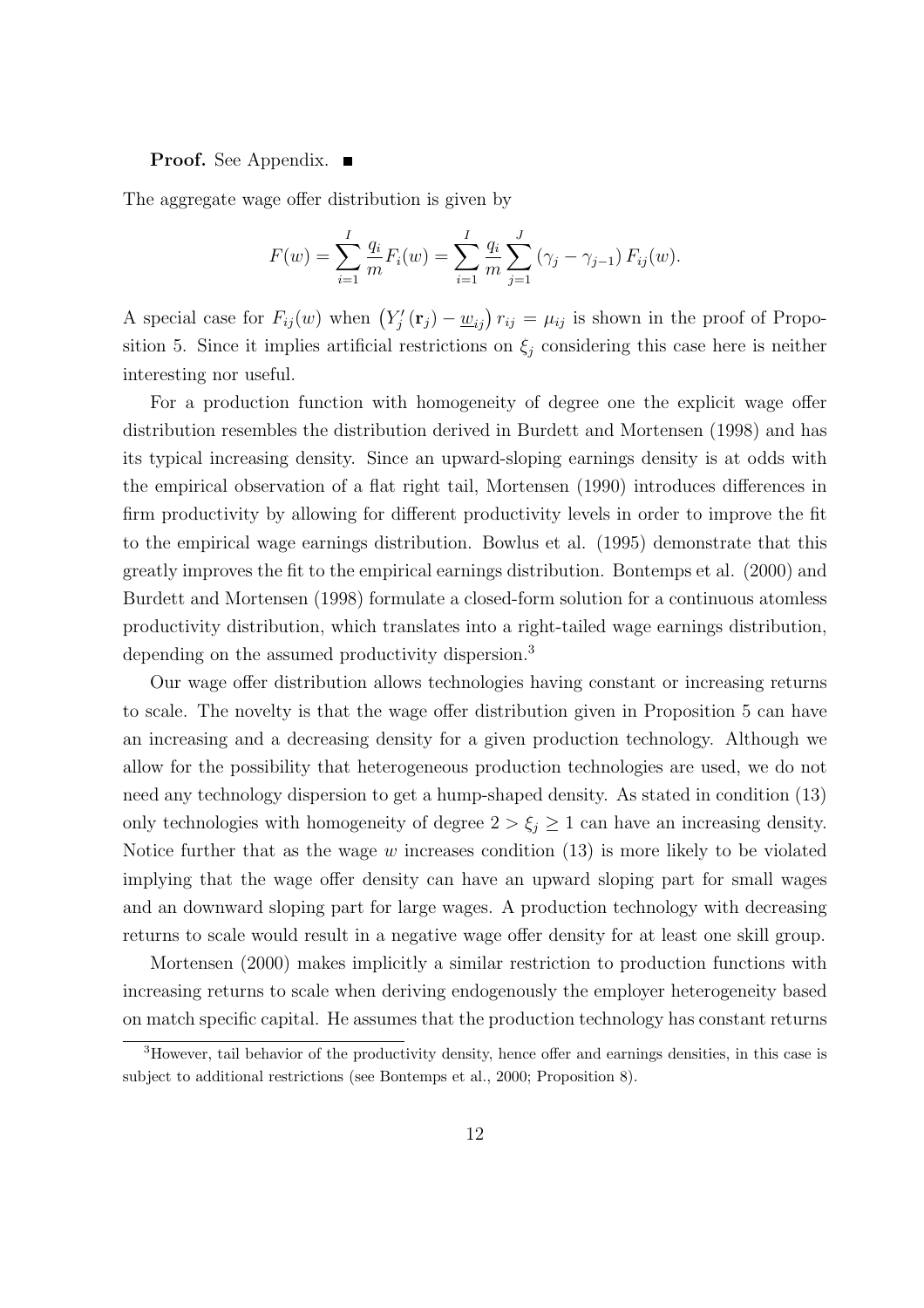**Proof.** See Appendix. ■

The aggregate wage offer distribution is given by

$$F(w) = \sum_{i=1}^{I} \frac{q_i}{m} F_i(w) = \sum_{i=1}^{I} \frac{q_i}{m} \sum_{j=1}^{J} (\gamma_j - \gamma_{j-1}) F_{ij}(w).$$

A special case for $F_{ij}(w)$ when $\left(Y_j'(\mathbf{r}_j) - \underline{w}_{ij}\right) r_{ij} = \mu_{ij}$ is shown in the proof of Proposition 5. Since it implies artificial restrictions on $\xi_j$ considering this case here is neither interesting nor useful.

For a production function with homogeneity of degree one the explicit wage offer distribution resembles the distribution derived in Burdett and Mortensen (1998) and has its typical increasing density. Since an upward-sloping earnings density is at odds with the empirical observation of a flat right tail, Mortensen (1990) introduces differences in firm productivity by allowing for different productivity levels in order to improve the fit to the empirical wage earnings distribution. Bowlus et al. (1995) demonstrate that this greatly improves the fit to the empirical earnings distribution. Bontemps et al. (2000) and Burdett and Mortensen (1998) formulate a closed-form solution for a continuous atomless productivity distribution, which translates into a right-tailed wage earnings distribution, depending on the assumed productivity dispersion.[3]

Our wage offer distribution allows technologies having constant or increasing returns to scale. The novelty is that the wage offer distribution given in Proposition 5 can have an increasing and a decreasing density for a given production technology. Although we allow for the possibility that heterogeneous production technologies are used, we do not need any technology dispersion to get a hump-shaped density. As stated in condition (13) only technologies with homogeneity of degree $2 > \xi_j \geq 1$ can have an increasing density. Notice further that as the wage $w$ increases condition (13) is more likely to be violated implying that the wage offer density can have an upward sloping part for small wages and an downward sloping part for large wages. A production technology with decreasing returns to scale would result in a negative wage offer density for at least one skill group.

Mortensen (2000) makes implicitly a similar restriction to production functions with increasing returns to scale when deriving endogenously the employer heterogeneity based on match specific capital. He assumes that the production technology has constant returns

[3] However, tail behavior of the productivity density, hence offer and earnings densities, in this case is subject to additional restrictions (see Bontemps et al., 2000; Proposition 8).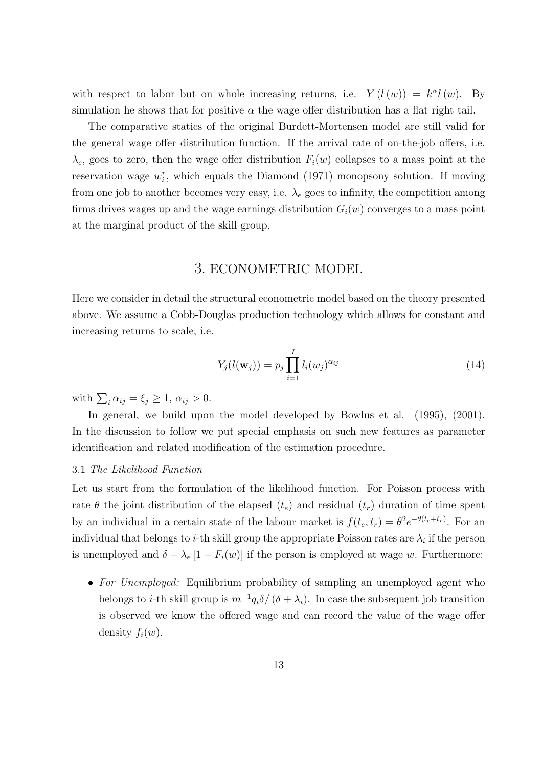with respect to labor but on whole increasing returns, i.e. $Y(l(w)) = k^{\alpha} l(w)$. By simulation he shows that for positive $\alpha$ the wage offer distribution has a flat right tail.

The comparative statics of the original Burdett-Mortensen model are still valid for the general wage offer distribution function. If the arrival rate of on-the-job offers, i.e. $\lambda_e$, goes to zero, then the wage offer distribution $F_i(w)$ collapses to a mass point at the reservation wage $w_i^r$, which equals the Diamond (1971) monopsony solution. If moving from one job to another becomes very easy, i.e. $\lambda_e$ goes to infinity, the competition among firms drives wages up and the wage earnings distribution $G_i(w)$ converges to a mass point at the marginal product of the skill group.

# 3. ECONOMETRIC MODEL

Here we consider in detail the structural econometric model based on the theory presented above. We assume a Cobb-Douglas production technology which allows for constant and increasing returns to scale, i.e.

$$Y_j(l(\mathbf{w}_j)) = p_j \prod_{i=1}^{I} l_i(w_j)^{\alpha_{ij}} \tag{14}$$

with $\sum_i \alpha_{ij} = \xi_j \geq 1$, $\alpha_{ij} > 0$.

In general, we build upon the model developed by Bowlus et al. (1995), (2001). In the discussion to follow we put special emphasis on such new features as parameter identification and related modification of the estimation procedure.

### 3.1 *The Likelihood Function*

Let us start from the formulation of the likelihood function. For Poisson process with rate $\theta$ the joint distribution of the elapsed ($t_e$) and residual ($t_r$) duration of time spent by an individual in a certain state of the labour market is $f(t_e, t_r) = \theta^2 e^{-\theta(t_e + t_r)}$. For an individual that belongs to $i$-th skill group the appropriate Poisson rates are $\lambda_i$ if the person is unemployed and $\delta + \lambda_e [1 - F_i(w)]$ if the person is employed at wage $w$. Furthermore:

- *For Unemployed:* Equilibrium probability of sampling an unemployed agent who belongs to $i$-th skill group is $m^{-1} q_i \delta / (\delta + \lambda_i)$. In case the subsequent job transition is observed we know the offered wage and can record the value of the wage offer density $f_i(w)$.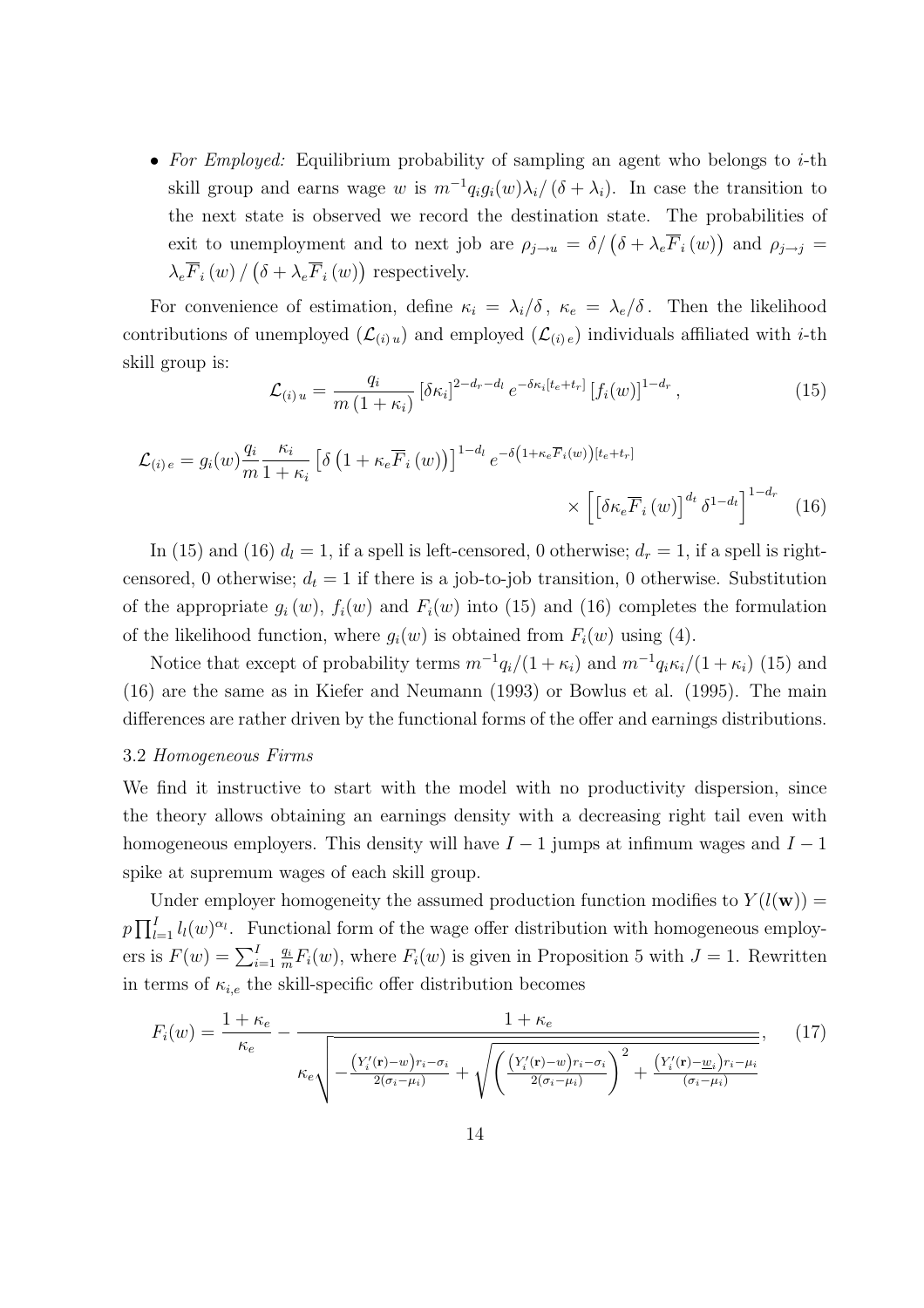- *For Employed:* Equilibrium probability of sampling an agent who belongs to $i$-th skill group and earns wage $w$ is $m^{-1}q_i g_i(w)\lambda_i/(\delta+\lambda_i)$. In case the transition to the next state is observed we record the destination state. The probabilities of exit to unemployment and to next job are $\rho_{j\to u} = \delta/\left(\delta+\lambda_e\overline{F}_i(w)\right)$ and $\rho_{j\to j} = \lambda_e\overline{F}_i(w)/\left(\delta+\lambda_e\overline{F}_i(w)\right)$ respectively.

For convenience of estimation, define $\kappa_i = \lambda_i/\delta$, $\kappa_e = \lambda_e/\delta$. Then the likelihood contributions of unemployed ($\mathcal{L}_{(i)\,u}$) and employed ($\mathcal{L}_{(i)\,e}$) individuals affiliated with $i$-th skill group is:

$$\mathcal{L}_{(i)\,u} = \frac{q_i}{m\left(1+\kappa_i\right)}\left[\delta\kappa_i\right]^{2-d_r-d_l} e^{-\delta\kappa_i\left[t_e+t_r\right]}\left[f_i(w)\right]^{1-d_r}, \tag{15}$$

$$\mathcal{L}_{(i)\,e} = g_i(w)\frac{q_i}{m}\frac{\kappa_i}{1+\kappa_i}\left[\delta\left(1+\kappa_e\overline{F}_i(w)\right)\right]^{1-d_l} e^{-\delta\left(1+\kappa_e\overline{F}_i(w)\right)\left[t_e+t_r\right]} \times\left[\left[\delta\kappa_e\overline{F}_i(w)\right]^{d_t}\delta^{1-d_t}\right]^{1-d_r} \tag{16}$$

In (15) and (16) $d_l = 1$, if a spell is left-censored, 0 otherwise; $d_r = 1$, if a spell is right-censored, 0 otherwise; $d_t = 1$ if there is a job-to-job transition, 0 otherwise. Substitution of the appropriate $g_i(w)$, $f_i(w)$ and $F_i(w)$ into (15) and (16) completes the formulation of the likelihood function, where $g_i(w)$ is obtained from $F_i(w)$ using (4).

Notice that except of probability terms $m^{-1}q_i/(1+\kappa_i)$ and $m^{-1}q_i\kappa_i/(1+\kappa_i)$ (15) and (16) are the same as in Kiefer and Neumann (1993) or Bowlus et al. (1995). The main differences are rather driven by the functional forms of the offer and earnings distributions.

### 3.2 *Homogeneous Firms*

We find it instructive to start with the model with no productivity dispersion, since the theory allows obtaining an earnings density with a decreasing right tail even with homogeneous employers. This density will have $I-1$ jumps at infimum wages and $I-1$ spike at supremum wages of each skill group.

Under employer homogeneity the assumed production function modifies to $Y(l(\mathbf{w})) = p\prod_{l=1}^{I} l_l(w)^{\alpha_l}$. Functional form of the wage offer distribution with homogeneous employers is $F(w) = \sum_{i=1}^{I}\frac{q_i}{m}F_i(w)$, where $F_i(w)$ is given in Proposition 5 with $J=1$. Rewritten in terms of $\kappa_{i,e}$ the skill-specific offer distribution becomes

$$F_i(w) = \frac{1+\kappa_e}{\kappa_e} - \frac{1+\kappa_e}{\kappa_e\sqrt{-\frac{\left(Y_i'(\mathbf{r})-w\right)r_i-\sigma_i}{2(\sigma_i-\mu_i)}+\sqrt{\left(\frac{\left(Y_i'(\mathbf{r})-w\right)r_i-\sigma_i}{2(\sigma_i-\mu_i)}\right)^2+\frac{\left(Y_i'(\mathbf{r})-\underline{w}_i\right)r_i-\mu_i}{(\sigma_i-\mu_i)}}}}, \tag{17}$$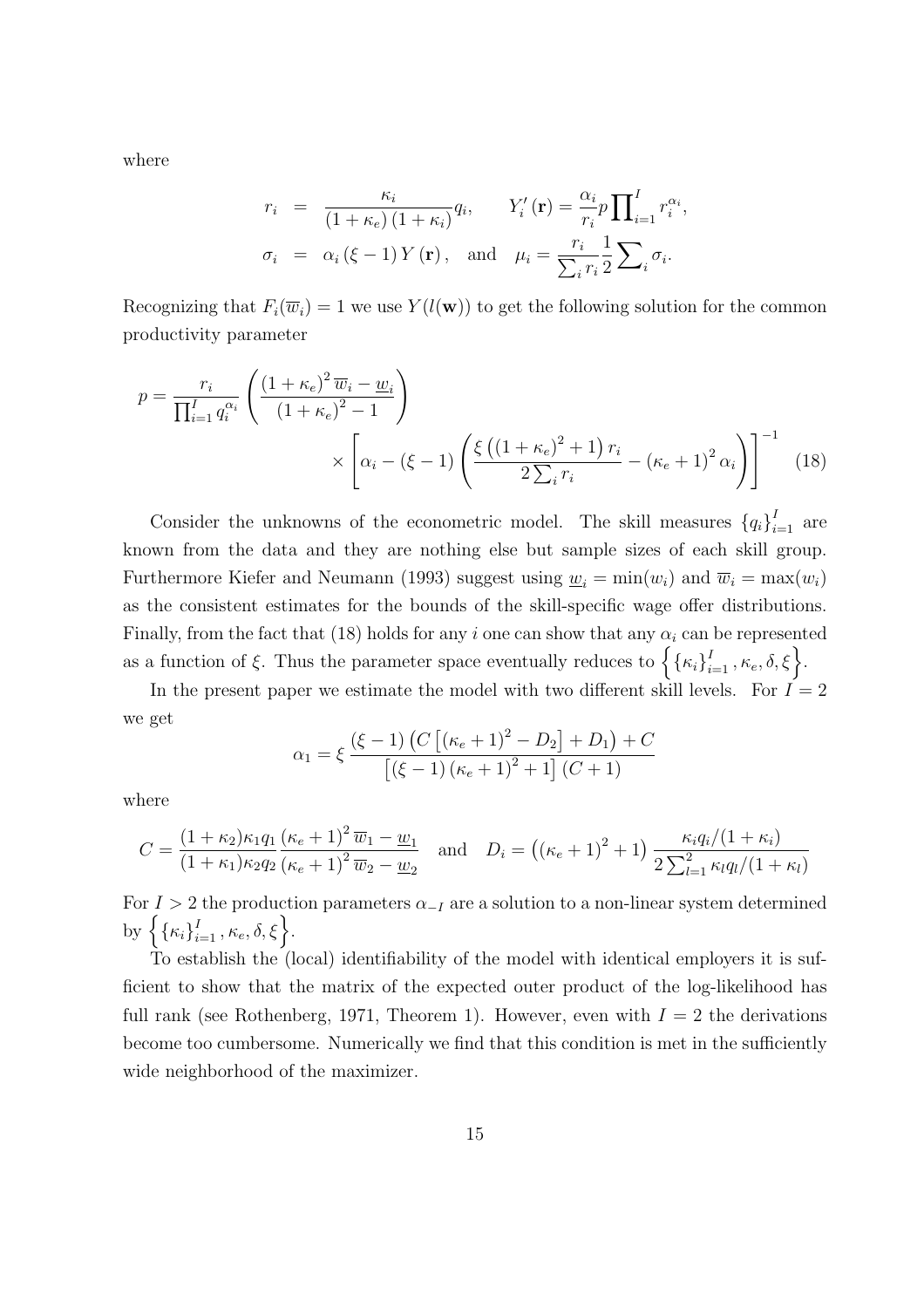where

$$
\begin{aligned}
r_i &= \frac{\kappa_i}{(1+\kappa_e)(1+\kappa_i)} q_i, \qquad Y_i'(\mathbf{r}) = \frac{\alpha_i}{r_i} p \prod\nolimits_{i=1}^{I} r_i^{\alpha_i}, \\
\sigma_i &= \alpha_i (\xi - 1) Y(\mathbf{r}), \quad \text{and} \quad \mu_i = \frac{r_i}{\sum_i r_i} \frac{1}{2} \sum\nolimits_i \sigma_i.
\end{aligned}
$$

Recognizing that $F_i(\overline{w}_i) = 1$ we use $Y(l(\mathbf{w}))$ to get the following solution for the common productivity parameter

$$
p = \frac{r_i}{\prod_{i=1}^{I} q_i^{\alpha_i}} \left( \frac{(1+\kappa_e)^2 \overline{w}_i - \underline{w}_i}{(1+\kappa_e)^2 - 1} \right) \times \left[ \alpha_i - (\xi - 1) \left( \frac{\xi \left( (1+\kappa_e)^2 + 1 \right) r_i}{2 \sum_i r_i} - (\kappa_e + 1)^2 \alpha_i \right) \right]^{-1} \quad (18)
$$

Consider the unknowns of the econometric model. The skill measures $\{q_i\}_{i=1}^{I}$ are known from the data and they are nothing else but sample sizes of each skill group. Furthermore Kiefer and Neumann (1993) suggest using $\underline{w}_i = \min(w_i)$ and $\overline{w}_i = \max(w_i)$ as the consistent estimates for the bounds of the skill-specific wage offer distributions. Finally, from the fact that (18) holds for any $i$ one can show that any $\alpha_i$ can be represented as a function of $\xi$. Thus the parameter space eventually reduces to $\left\{ \{\kappa_i\}_{i=1}^{I}, \kappa_e, \delta, \xi \right\}$.

In the present paper we estimate the model with two different skill levels. For $I = 2$ we get

$$
\alpha_1 = \xi \frac{(\xi - 1)\left( C\left[ (\kappa_e + 1)^2 - D_2 \right] + D_1 \right) + C}{\left[ (\xi - 1)(\kappa_e + 1)^2 + 1 \right] (C + 1)}
$$

where

$$
C = \frac{(1+\kappa_2)\kappa_1 q_1}{(1+\kappa_1)\kappa_2 q_2} \frac{(\kappa_e + 1)^2 \overline{w}_1 - \underline{w}_1}{(\kappa_e + 1)^2 \overline{w}_2 - \underline{w}_2} \quad \text{and} \quad D_i = \left( (\kappa_e + 1)^2 + 1 \right) \frac{\kappa_i q_i / (1+\kappa_i)}{2 \sum_{l=1}^{2} \kappa_l q_l / (1+\kappa_l)}
$$

For $I > 2$ the production parameters $\alpha_{-I}$ are a solution to a non-linear system determined by $\left\{ \{\kappa_i\}_{i=1}^{I}, \kappa_e, \delta, \xi \right\}$.

To establish the (local) identifiability of the model with identical employers it is sufficient to show that the matrix of the expected outer product of the log-likelihood has full rank (see Rothenberg, 1971, Theorem 1). However, even with $I = 2$ the derivations become too cumbersome. Numerically we find that this condition is met in the sufficiently wide neighborhood of the maximizer.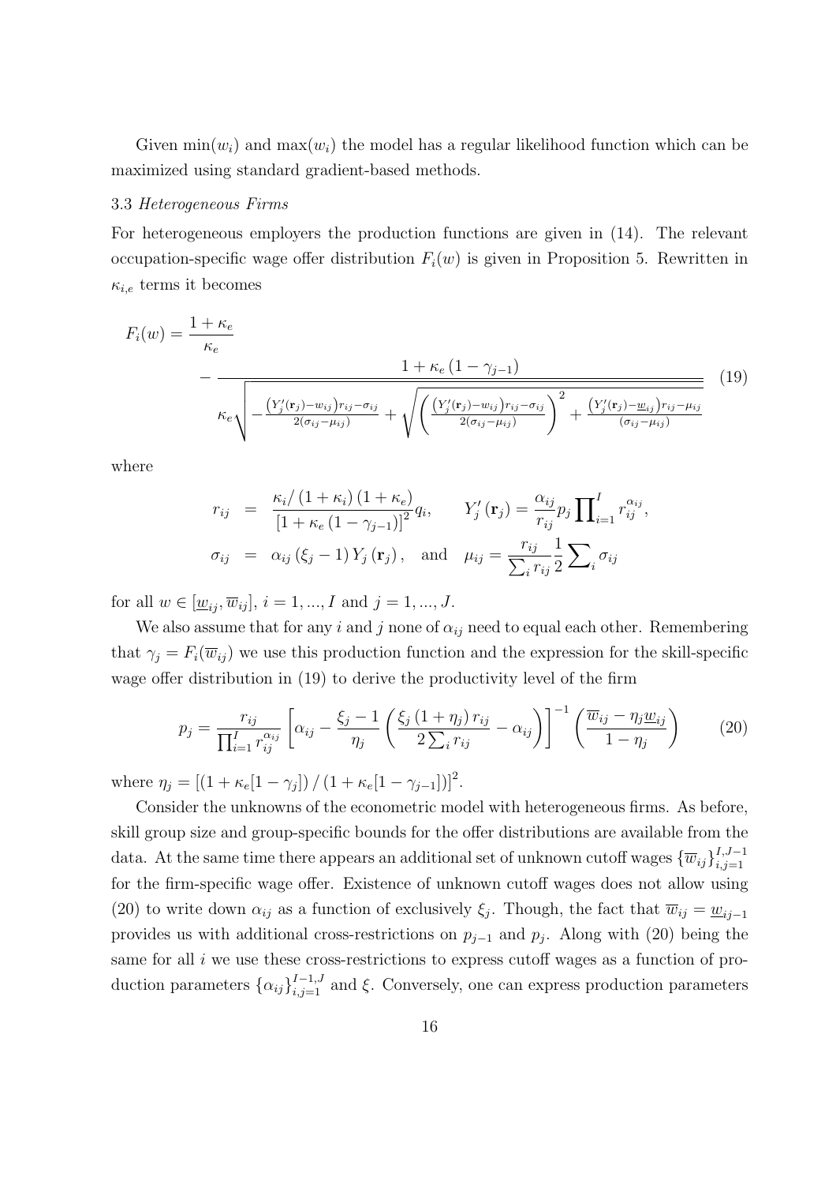Given $\min(w_i)$ and $\max(w_i)$ the model has a regular likelihood function which can be maximized using standard gradient-based methods.

### 3.3 *Heterogeneous Firms*

For heterogeneous employers the production functions are given in (14). The relevant occupation-specific wage offer distribution $F_i(w)$ is given in Proposition 5. Rewritten in $\kappa_{i,e}$ terms it becomes

$$
F_i(w) = \frac{1+\kappa_e}{\kappa_e} - \frac{1+\kappa_e\left(1-\gamma_{j-1}\right)}{\kappa_e\sqrt{-\frac{\left(Y_j'(\mathbf{r}_j)-w_{ij}\right)r_{ij}-\sigma_{ij}}{2(\sigma_{ij}-\mu_{ij})}+\sqrt{\left(\frac{\left(Y_j'(\mathbf{r}_j)-w_{ij}\right)r_{ij}-\sigma_{ij}}{2(\sigma_{ij}-\mu_{ij})}\right)^2+\frac{\left(Y_j'(\mathbf{r}_j)-\underline{w}_{ij}\right)r_{ij}-\mu_{ij}}{(\sigma_{ij}-\mu_{ij})}}}} \tag{19}
$$

where

$$
\begin{aligned}
r_{ij} &= \frac{\kappa_i/\left(1+\kappa_i\right)\left(1+\kappa_e\right)}{\left[1+\kappa_e\left(1-\gamma_{j-1}\right)\right]^2}q_i, \qquad Y_j'\left(\mathbf{r}_j\right) = \frac{\alpha_{ij}}{r_{ij}}p_j\prod\nolimits_{i=1}^{I} r_{ij}^{\alpha_{ij}}, \\
\sigma_{ij} &= \alpha_{ij}\left(\xi_j-1\right)Y_j\left(\mathbf{r}_j\right), \quad \text{and} \quad \mu_{ij} = \frac{r_{ij}}{\sum_i r_{ij}}\frac{1}{2}\sum\nolimits_i \sigma_{ij}
\end{aligned}
$$

for all $w \in [\underline{w}_{ij}, \overline{w}_{ij}]$, $i = 1, ..., I$ and $j = 1, ..., J$.

We also assume that for any $i$ and $j$ none of $\alpha_{ij}$ need to equal each other. Remembering that $\gamma_j = F_i(\overline{w}_{ij})$ we use this production function and the expression for the skill-specific wage offer distribution in (19) to derive the productivity level of the firm

$$
p_j = \frac{r_{ij}}{\prod_{i=1}^{I} r_{ij}^{\alpha_{ij}}}\left[\alpha_{ij} - \frac{\xi_j-1}{\eta_j}\left(\frac{\xi_j\left(1+\eta_j\right)r_{ij}}{2\sum_i r_{ij}} - \alpha_{ij}\right)\right]^{-1}\left(\frac{\overline{w}_{ij}-\eta_j\underline{w}_{ij}}{1-\eta_j}\right) \tag{20}
$$

where $\eta_j = \left[\left(1+\kappa_e[1-\gamma_j]\right)/\left(1+\kappa_e[1-\gamma_{j-1}]\right)\right]^2$.

Consider the unknowns of the econometric model with heterogeneous firms. As before, skill group size and group-specific bounds for the offer distributions are available from the data. At the same time there appears an additional set of unknown cutoff wages $\{\overline{w}_{ij}\}_{i,j=1}^{I,J-1}$ for the firm-specific wage offer. Existence of unknown cutoff wages does not allow using (20) to write down $\alpha_{ij}$ as a function of exclusively $\xi_j$. Though, the fact that $\overline{w}_{ij} = \underline{w}_{ij-1}$ provides us with additional cross-restrictions on $p_{j-1}$ and $p_j$. Along with (20) being the same for all $i$ we use these cross-restrictions to express cutoff wages as a function of production parameters $\{\alpha_{ij}\}_{i,j=1}^{I-1,J}$ and $\xi$. Conversely, one can express production parameters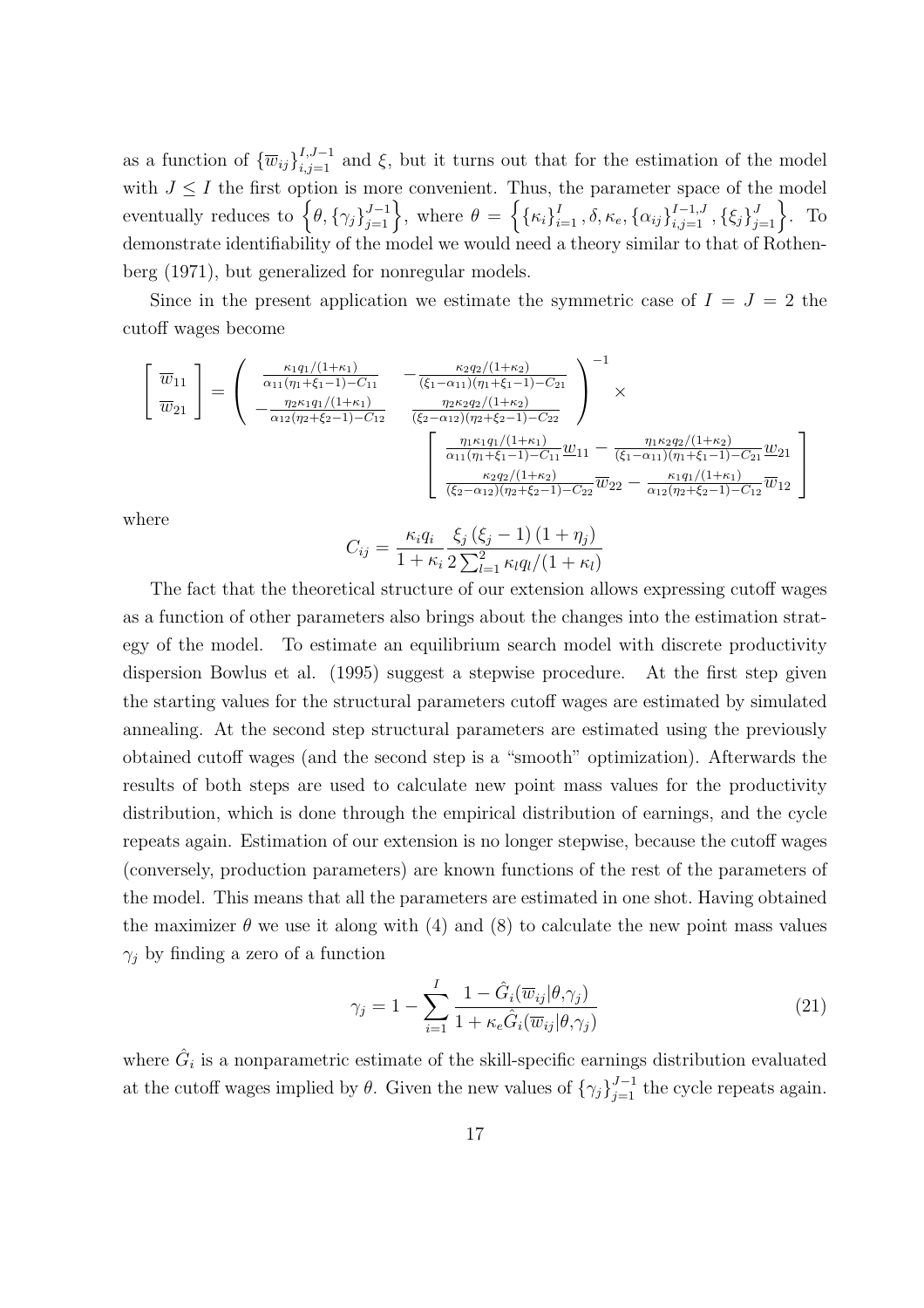as a function of $\{\overline{w}_{ij}\}_{i,j=1}^{I,J-1}$ and $\xi$, but it turns out that for the estimation of the model with $J \leq I$ the first option is more convenient. Thus, the parameter space of the model eventually reduces to $\left\{\theta, \{\gamma_j\}_{j=1}^{J-1}\right\}$, where $\theta = \left\{\{\kappa_i\}_{i=1}^{I}, \delta, \kappa_e, \{\alpha_{ij}\}_{i,j=1}^{I-1,J}, \{\xi_j\}_{j=1}^{J}\right\}$. To demonstrate identifiability of the model we would need a theory similar to that of Rothenberg (1971), but generalized for nonregular models.

Since in the present application we estimate the symmetric case of $I = J = 2$ the cutoff wages become

$$
\left[\begin{array}{c} \overline{w}_{11} \\ \overline{w}_{21} \end{array}\right] = \left(\begin{array}{cc} \frac{\kappa_1 q_1/(1+\kappa_1)}{\alpha_{11}(\eta_1+\xi_1-1)-C_{11}} & -\frac{\kappa_2 q_2/(1+\kappa_2)}{(\xi_1-\alpha_{11})(\eta_1+\xi_1-1)-C_{21}} \\ -\frac{\eta_2\kappa_1 q_1/(1+\kappa_1)}{\alpha_{12}(\eta_2+\xi_2-1)-C_{12}} & \frac{\eta_2\kappa_2 q_2/(1+\kappa_2)}{(\xi_2-\alpha_{12})(\eta_2+\xi_2-1)-C_{22}} \end{array}\right)^{-1} \times
\left[\begin{array}{c} \frac{\eta_1\kappa_1 q_1/(1+\kappa_1)}{\alpha_{11}(\eta_1+\xi_1-1)-C_{11}}\underline{w}_{11} - \frac{\eta_1\kappa_2 q_2/(1+\kappa_2)}{(\xi_1-\alpha_{11})(\eta_1+\xi_1-1)-C_{21}}\underline{w}_{21} \\ \frac{\kappa_2 q_2/(1+\kappa_2)}{(\xi_2-\alpha_{12})(\eta_2+\xi_2-1)-C_{22}}\overline{w}_{22} - \frac{\kappa_1 q_1/(1+\kappa_1)}{\alpha_{12}(\eta_2+\xi_2-1)-C_{12}}\overline{w}_{12} \end{array}\right]
$$

where

$$
C_{ij} = \frac{\kappa_i q_i}{1+\kappa_i}\frac{\xi_j(\xi_j-1)(1+\eta_j)}{2\sum_{l=1}^{2}\kappa_l q_l/(1+\kappa_l)}
$$

The fact that the theoretical structure of our extension allows expressing cutoff wages as a function of other parameters also brings about the changes into the estimation strategy of the model. To estimate an equilibrium search model with discrete productivity dispersion Bowlus et al. (1995) suggest a stepwise procedure. At the first step given the starting values for the structural parameters cutoff wages are estimated by simulated annealing. At the second step structural parameters are estimated using the previously obtained cutoff wages (and the second step is a "smooth" optimization). Afterwards the results of both steps are used to calculate new point mass values for the productivity distribution, which is done through the empirical distribution of earnings, and the cycle repeats again. Estimation of our extension is no longer stepwise, because the cutoff wages (conversely, production parameters) are known functions of the rest of the parameters of the model. This means that all the parameters are estimated in one shot. Having obtained the maximizer $\theta$ we use it along with (4) and (8) to calculate the new point mass values $\gamma_j$ by finding a zero of a function

$$
\gamma_j = 1 - \sum_{i=1}^{I}\frac{1-\hat{G}_i(\overline{w}_{ij}|\theta,\gamma_j)}{1+\kappa_e\hat{G}_i(\overline{w}_{ij}|\theta,\gamma_j)} \tag{21}
$$

where $\hat{G}_i$ is a nonparametric estimate of the skill-specific earnings distribution evaluated at the cutoff wages implied by $\theta$. Given the new values of $\{\gamma_j\}_{j=1}^{J-1}$ the cycle repeats again.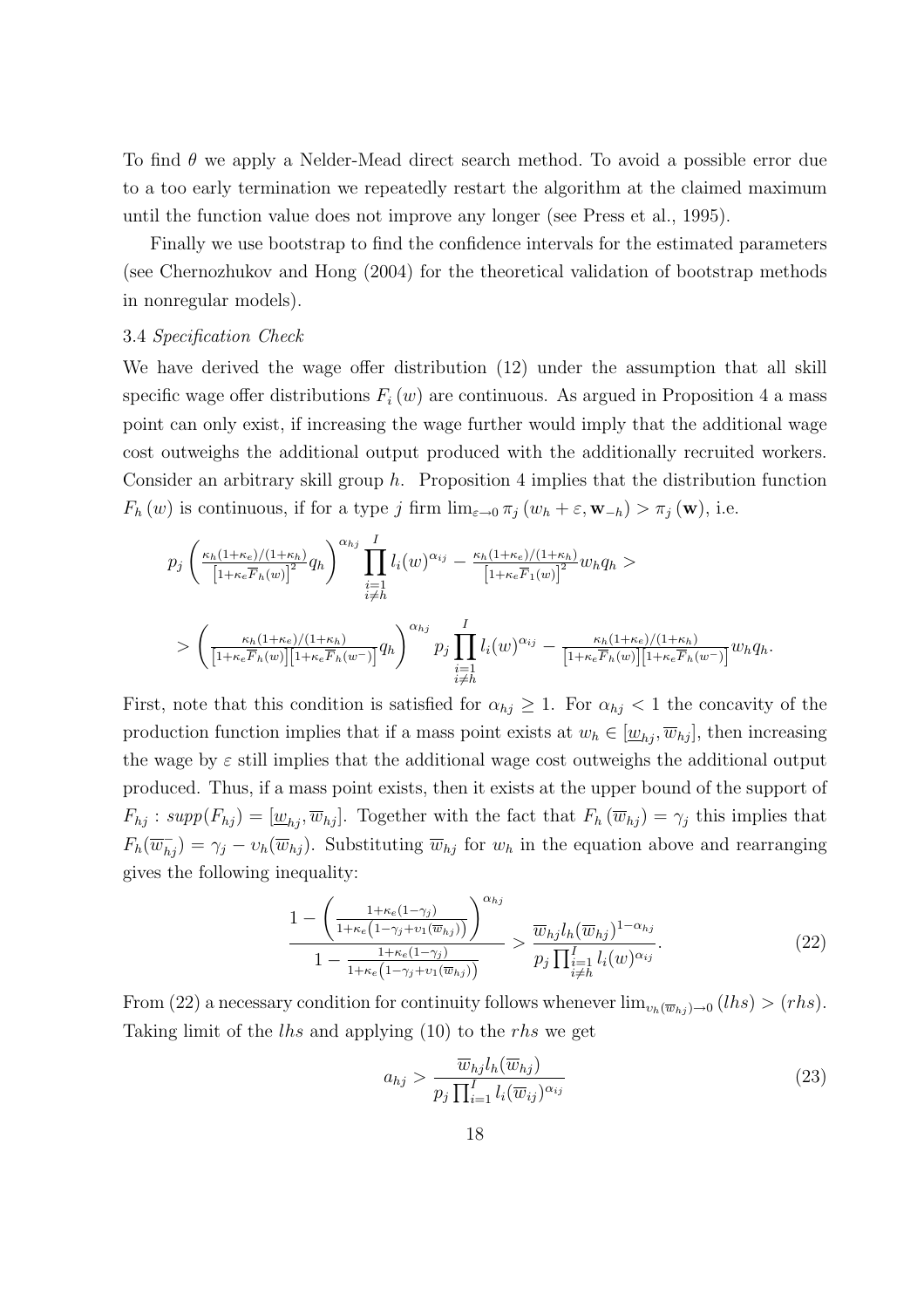To find $\theta$ we apply a Nelder-Mead direct search method. To avoid a possible error due to a too early termination we repeatedly restart the algorithm at the claimed maximum until the function value does not improve any longer (see Press et al., 1995).

Finally we use bootstrap to find the confidence intervals for the estimated parameters (see Chernozhukov and Hong (2004) for the theoretical validation of bootstrap methods in nonregular models).

### 3.4 *Specification Check*

We have derived the wage offer distribution (12) under the assumption that all skill specific wage offer distributions $F_i(w)$ are continuous. As argued in Proposition 4 a mass point can only exist, if increasing the wage further would imply that the additional wage cost outweighs the additional output produced with the additionally recruited workers. Consider an arbitrary skill group $h$. Proposition 4 implies that the distribution function $F_h(w)$ is continuous, if for a type $j$ firm $\lim_{\varepsilon \to 0} \pi_j(w_h + \varepsilon, \mathbf{w}_{-h}) > \pi_j(\mathbf{w})$, i.e.

$$p_j \left( \frac{\kappa_h(1+\kappa_e)/(1+\kappa_h)}{\left[1+\kappa_e \overline{F}_h(w)\right]^2} q_h \right)^{\alpha_{hj}} \prod_{\substack{i=1 \\ i \neq h}}^{I} l_i(w)^{\alpha_{ij}} - \frac{\kappa_h(1+\kappa_e)/(1+\kappa_h)}{\left[1+\kappa_e \overline{F}_1(w)\right]^2} w_h q_h >$$

$$> \left( \frac{\kappa_h(1+\kappa_e)/(1+\kappa_h)}{\left[1+\kappa_e \overline{F}_h(w)\right]\left[1+\kappa_e \overline{F}_h(w^-)\right]} q_h \right)^{\alpha_{hj}} p_j \prod_{\substack{i=1 \\ i \neq h}}^{I} l_i(w)^{\alpha_{ij}} - \frac{\kappa_h(1+\kappa_e)/(1+\kappa_h)}{\left[1+\kappa_e \overline{F}_h(w)\right]\left[1+\kappa_e \overline{F}_h(w^-)\right]} w_h q_h.$$

First, note that this condition is satisfied for $\alpha_{hj} \geq 1$. For $\alpha_{hj} < 1$ the concavity of the production function implies that if a mass point exists at $w_h \in [\underline{w}_{hj}, \overline{w}_{hj}]$, then increasing the wage by $\varepsilon$ still implies that the additional wage cost outweighs the additional output produced. Thus, if a mass point exists, then it exists at the upper bound of the support of $F_{hj}$ : $supp(F_{hj}) = [\underline{w}_{hj}, \overline{w}_{hj}]$. Together with the fact that $F_h(\overline{w}_{hj}) = \gamma_j$ this implies that $F_h(\overline{w}_{hj}^-) = \gamma_j - \upsilon_h(\overline{w}_{hj})$. Substituting $\overline{w}_{hj}$ for $w_h$ in the equation above and rearranging gives the following inequality:

$$\frac{1 - \left( \frac{1+\kappa_e(1-\gamma_j)}{1+\kappa_e\left(1-\gamma_j+\upsilon_1(\overline{w}_{hj})\right)} \right)^{\alpha_{hj}}}{1 - \frac{1+\kappa_e(1-\gamma_j)}{1+\kappa_e\left(1-\gamma_j+\upsilon_1(\overline{w}_{hj})\right)}} > \frac{\overline{w}_{hj} l_h(\overline{w}_{hj})^{1-\alpha_{hj}}}{p_j \prod_{\substack{i=1 \\ i \neq h}}^{I} l_i(w)^{\alpha_{ij}}}. \tag{22}$$

From (22) a necessary condition for continuity follows whenever $\lim_{\upsilon_h(\overline{w}_{hj}) \to 0} (lhs) > (rhs)$. Taking limit of the $lhs$ and applying (10) to the $rhs$ we get

$$a_{hj} > \frac{\overline{w}_{hj} l_h(\overline{w}_{hj})}{p_j \prod_{i=1}^{I} l_i(\overline{w}_{ij})^{\alpha_{ij}}} \tag{23}$$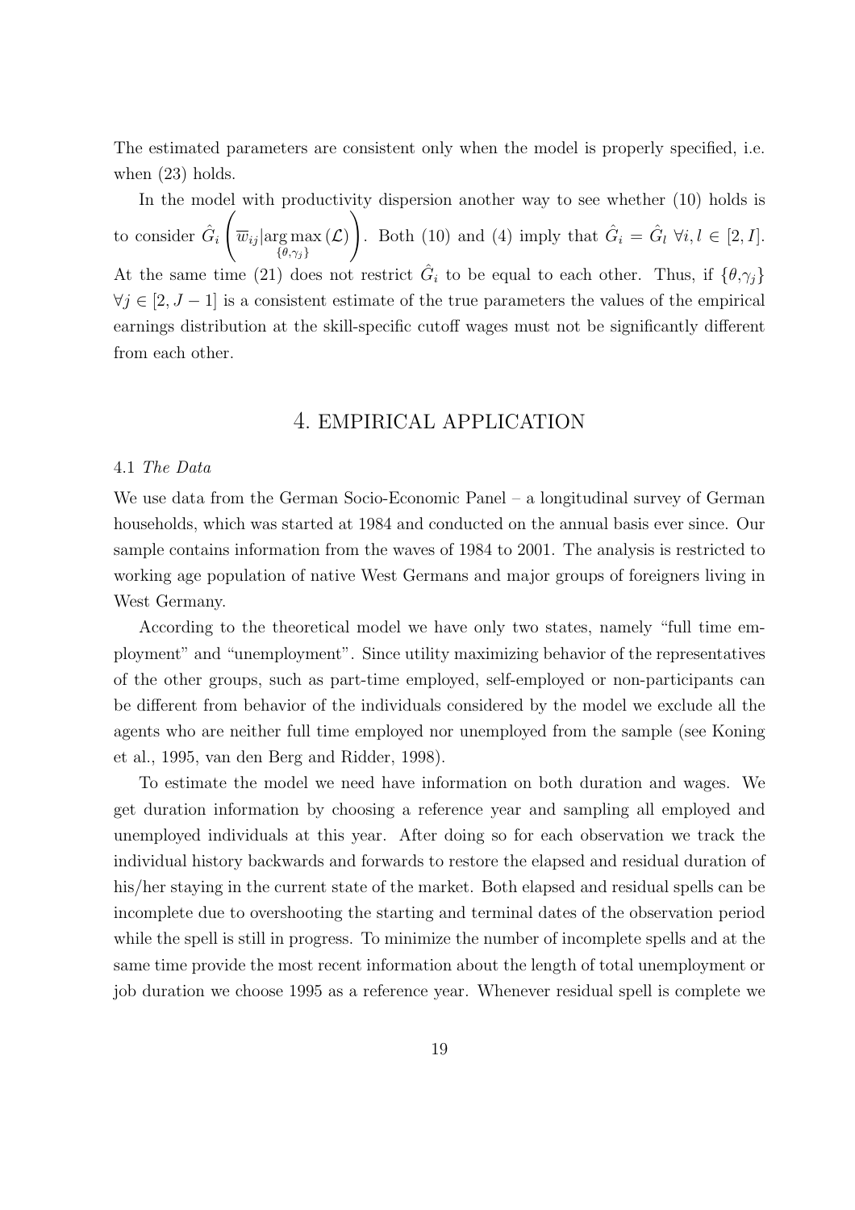The estimated parameters are consistent only when the model is properly specified, i.e. when (23) holds.

In the model with productivity dispersion another way to see whether (10) holds is to consider $\hat{G}_i\left(\overline{w}_{ij}|\underset{\{\theta,\gamma_j\}}{\arg\max}\,(\mathcal{L})\right)$. Both (10) and (4) imply that $\hat{G}_i = \hat{G}_l\ \forall i,l \in [2,I]$. At the same time (21) does not restrict $\hat{G}_i$ to be equal to each other. Thus, if $\{\theta,\gamma_j\}$ $\forall j \in [2, J-1]$ is a consistent estimate of the true parameters the values of the empirical earnings distribution at the skill-specific cutoff wages must not be significantly different from each other.

# 4. EMPIRICAL APPLICATION

## 4.1 *The Data*

We use data from the German Socio-Economic Panel – a longitudinal survey of German households, which was started at 1984 and conducted on the annual basis ever since. Our sample contains information from the waves of 1984 to 2001. The analysis is restricted to working age population of native West Germans and major groups of foreigners living in West Germany.

According to the theoretical model we have only two states, namely "full time employment" and "unemployment". Since utility maximizing behavior of the representatives of the other groups, such as part-time employed, self-employed or non-participants can be different from behavior of the individuals considered by the model we exclude all the agents who are neither full time employed nor unemployed from the sample (see Koning et al., 1995, van den Berg and Ridder, 1998).

To estimate the model we need have information on both duration and wages. We get duration information by choosing a reference year and sampling all employed and unemployed individuals at this year. After doing so for each observation we track the individual history backwards and forwards to restore the elapsed and residual duration of his/her staying in the current state of the market. Both elapsed and residual spells can be incomplete due to overshooting the starting and terminal dates of the observation period while the spell is still in progress. To minimize the number of incomplete spells and at the same time provide the most recent information about the length of total unemployment or job duration we choose 1995 as a reference year. Whenever residual spell is complete we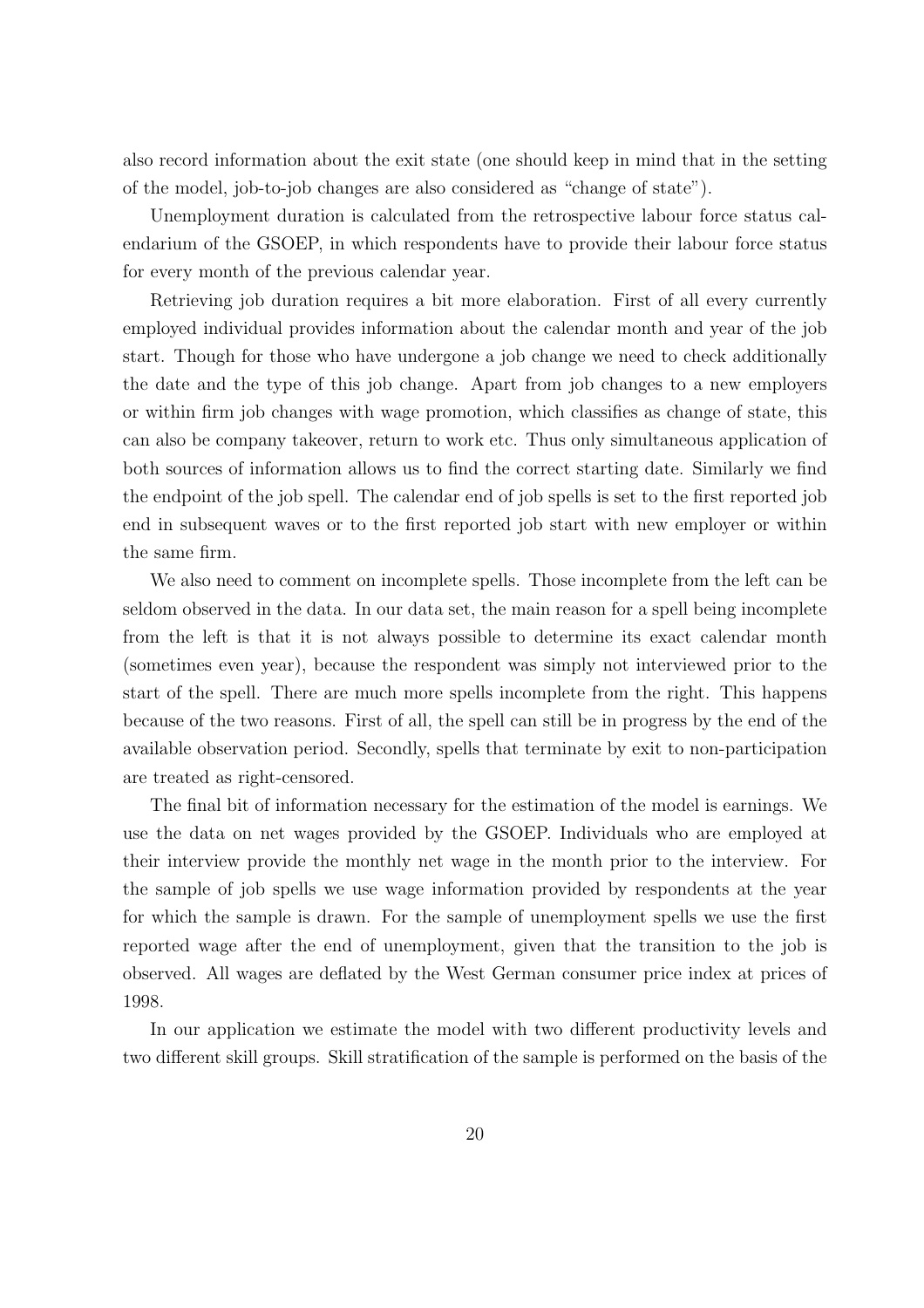also record information about the exit state (one should keep in mind that in the setting of the model, job-to-job changes are also considered as "change of state").

Unemployment duration is calculated from the retrospective labour force status calendarium of the GSOEP, in which respondents have to provide their labour force status for every month of the previous calendar year.

Retrieving job duration requires a bit more elaboration. First of all every currently employed individual provides information about the calendar month and year of the job start. Though for those who have undergone a job change we need to check additionally the date and the type of this job change. Apart from job changes to a new employers or within firm job changes with wage promotion, which classifies as change of state, this can also be company takeover, return to work etc. Thus only simultaneous application of both sources of information allows us to find the correct starting date. Similarly we find the endpoint of the job spell. The calendar end of job spells is set to the first reported job end in subsequent waves or to the first reported job start with new employer or within the same firm.

We also need to comment on incomplete spells. Those incomplete from the left can be seldom observed in the data. In our data set, the main reason for a spell being incomplete from the left is that it is not always possible to determine its exact calendar month (sometimes even year), because the respondent was simply not interviewed prior to the start of the spell. There are much more spells incomplete from the right. This happens because of the two reasons. First of all, the spell can still be in progress by the end of the available observation period. Secondly, spells that terminate by exit to non-participation are treated as right-censored.

The final bit of information necessary for the estimation of the model is earnings. We use the data on net wages provided by the GSOEP. Individuals who are employed at their interview provide the monthly net wage in the month prior to the interview. For the sample of job spells we use wage information provided by respondents at the year for which the sample is drawn. For the sample of unemployment spells we use the first reported wage after the end of unemployment, given that the transition to the job is observed. All wages are deflated by the West German consumer price index at prices of 1998.

In our application we estimate the model with two different productivity levels and two different skill groups. Skill stratification of the sample is performed on the basis of the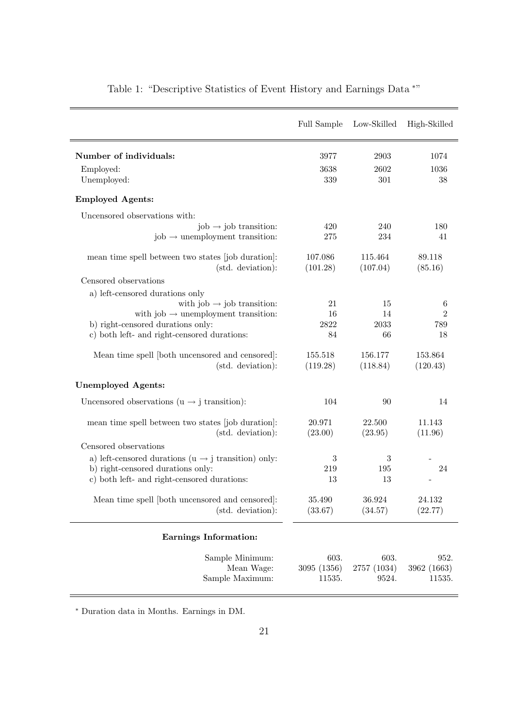Table 1: "Descriptive Statistics of Event History and Earnings Data *"

| | Full Sample | Low-Skilled | High-Skilled |
|---|---|---|---|
| **Number of individuals:** | 3977 | 2903 | 1074 |
| Employed: | 3638 | 2602 | 1036 |
| Unemployed: | 339 | 301 | 38 |
| **Employed Agents:** | | | |
| Uncensored observations with: | | | |
| job → job transition: | 420 | 240 | 180 |
| job → unemployment transition: | 275 | 234 | 41 |
| mean time spell between two states [job duration]: | 107.086 | 115.464 | 89.118 |
| (std. deviation): | (101.28) | (107.04) | (85.16) |
| Censored observations | | | |
| a) left-censored durations only | | | |
| with job → job transition: | 21 | 15 | 6 |
| with job → unemployment transition: | 16 | 14 | 2 |
| b) right-censored durations only: | 2822 | 2033 | 789 |
| c) both left- and right-censored durations: | 84 | 66 | 18 |
| Mean time spell [both uncensored and censored]: | 155.518 | 156.177 | 153.864 |
| (std. deviation): | (119.28) | (118.84) | (120.43) |
| **Unemployed Agents:** | | | |
| Uncensored observations (u → j transition): | 104 | 90 | 14 |
| mean time spell between two states [job duration]: | 20.971 | 22.500 | 11.143 |
| (std. deviation): | (23.00) | (23.95) | (11.96) |
| Censored observations | | | |
| a) left-censored durations (u → j transition) only: | 3 | 3 | - |
| b) right-censored durations only: | 219 | 195 | 24 |
| c) both left- and right-censored durations: | 13 | 13 | - |
| Mean time spell [both uncensored and censored]: | 35.490 | 36.924 | 24.132 |
| (std. deviation): | (33.67) | (34.57) | (22.77) |
| **Earnings Information:** | | | |
| Sample Minimum: | 603. | 603. | 952. |
| Mean Wage: | 3095 (1356) | 2757 (1034) | 3962 (1663) |
| Sample Maximum: | 11535. | 9524. | 11535. |

* Duration data in Months. Earnings in DM.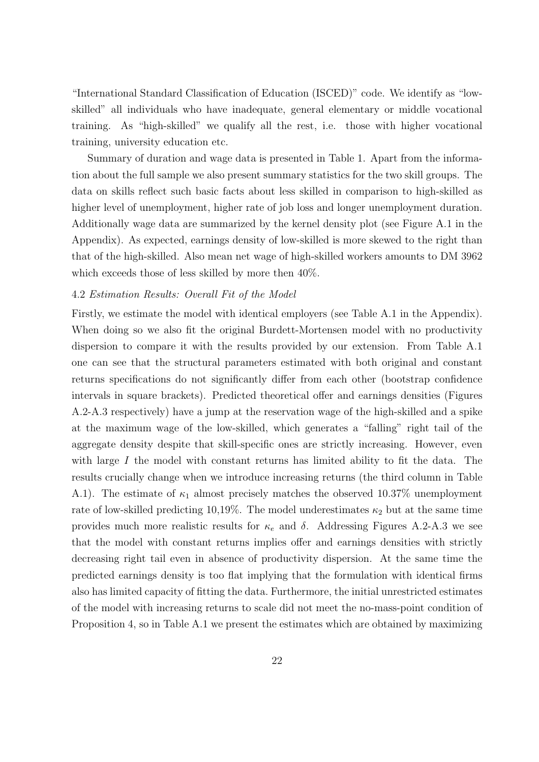"International Standard Classification of Education (ISCED)" code. We identify as "low-skilled" all individuals who have inadequate, general elementary or middle vocational training. As "high-skilled" we qualify all the rest, i.e. those with higher vocational training, university education etc.

Summary of duration and wage data is presented in Table 1. Apart from the information about the full sample we also present summary statistics for the two skill groups. The data on skills reflect such basic facts about less skilled in comparison to high-skilled as higher level of unemployment, higher rate of job loss and longer unemployment duration. Additionally wage data are summarized by the kernel density plot (see Figure A.1 in the Appendix). As expected, earnings density of low-skilled is more skewed to the right than that of the high-skilled. Also mean net wage of high-skilled workers amounts to DM 3962 which exceeds those of less skilled by more then 40%.

4.2 *Estimation Results: Overall Fit of the Model*

Firstly, we estimate the model with identical employers (see Table A.1 in the Appendix). When doing so we also fit the original Burdett-Mortensen model with no productivity dispersion to compare it with the results provided by our extension. From Table A.1 one can see that the structural parameters estimated with both original and constant returns specifications do not significantly differ from each other (bootstrap confidence intervals in square brackets). Predicted theoretical offer and earnings densities (Figures A.2-A.3 respectively) have a jump at the reservation wage of the high-skilled and a spike at the maximum wage of the low-skilled, which generates a "falling" right tail of the aggregate density despite that skill-specific ones are strictly increasing. However, even with large $I$ the model with constant returns has limited ability to fit the data. The results crucially change when we introduce increasing returns (the third column in Table A.1). The estimate of $\kappa_1$ almost precisely matches the observed 10.37% unemployment rate of low-skilled predicting 10,19%. The model underestimates $\kappa_2$ but at the same time provides much more realistic results for $\kappa_e$ and $\delta$. Addressing Figures A.2-A.3 we see that the model with constant returns implies offer and earnings densities with strictly decreasing right tail even in absence of productivity dispersion. At the same time the predicted earnings density is too flat implying that the formulation with identical firms also has limited capacity of fitting the data. Furthermore, the initial unrestricted estimates of the model with increasing returns to scale did not meet the no-mass-point condition of Proposition 4, so in Table A.1 we present the estimates which are obtained by maximizing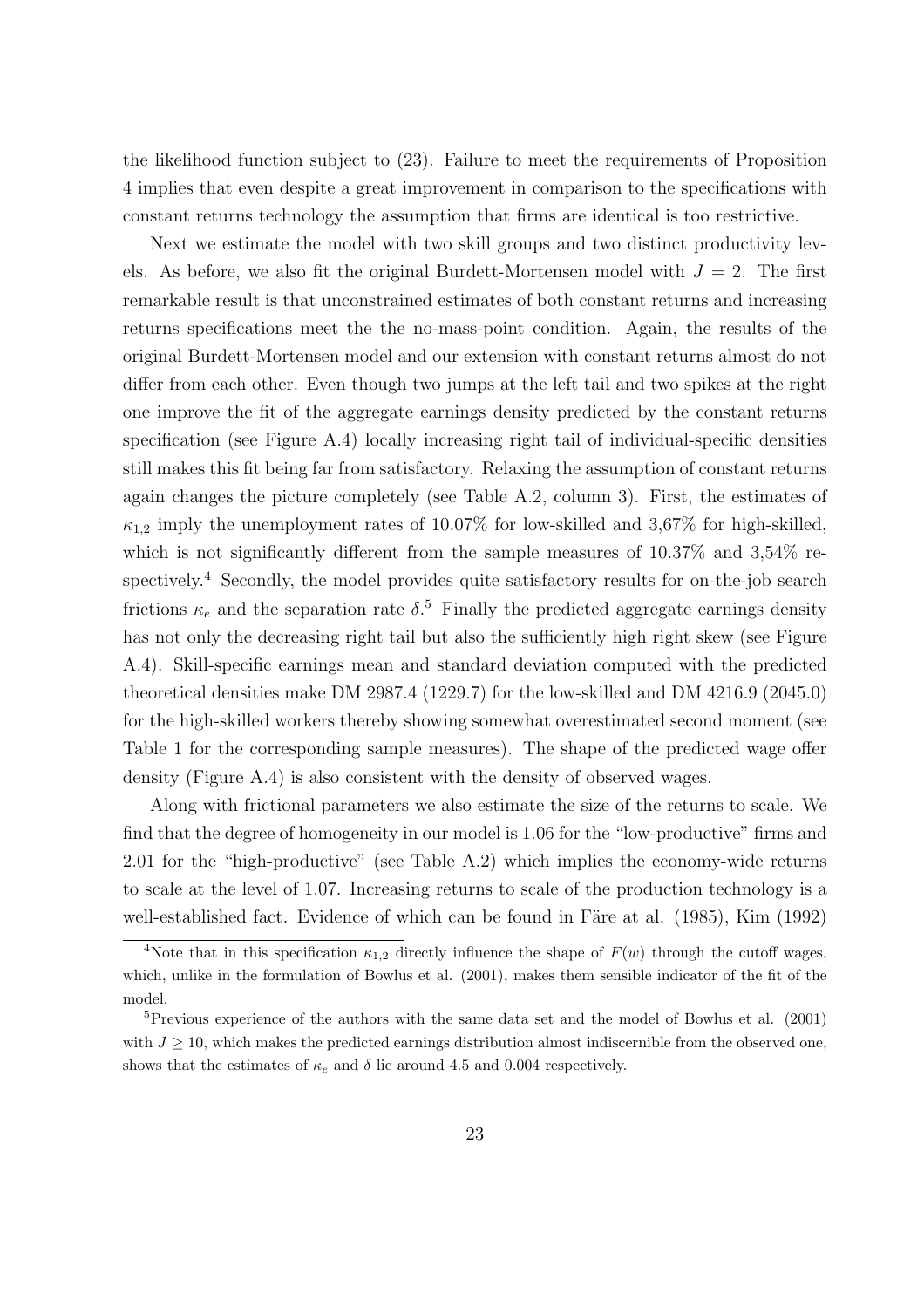the likelihood function subject to (23). Failure to meet the requirements of Proposition 4 implies that even despite a great improvement in comparison to the specifications with constant returns technology the assumption that firms are identical is too restrictive.

Next we estimate the model with two skill groups and two distinct productivity levels. As before, we also fit the original Burdett-Mortensen model with $J = 2$. The first remarkable result is that unconstrained estimates of both constant returns and increasing returns specifications meet the the no-mass-point condition. Again, the results of the original Burdett-Mortensen model and our extension with constant returns almost do not differ from each other. Even though two jumps at the left tail and two spikes at the right one improve the fit of the aggregate earnings density predicted by the constant returns specification (see Figure A.4) locally increasing right tail of individual-specific densities still makes this fit being far from satisfactory. Relaxing the assumption of constant returns again changes the picture completely (see Table A.2, column 3). First, the estimates of $\kappa_{1,2}$ imply the unemployment rates of 10.07% for low-skilled and 3,67% for high-skilled, which is not significantly different from the sample measures of 10.37% and 3,54% respectively.[4] Secondly, the model provides quite satisfactory results for on-the-job search frictions $\kappa_e$ and the separation rate $\delta$.[5] Finally the predicted aggregate earnings density has not only the decreasing right tail but also the sufficiently high right skew (see Figure A.4). Skill-specific earnings mean and standard deviation computed with the predicted theoretical densities make DM 2987.4 (1229.7) for the low-skilled and DM 4216.9 (2045.0) for the high-skilled workers thereby showing somewhat overestimated second moment (see Table 1 for the corresponding sample measures). The shape of the predicted wage offer density (Figure A.4) is also consistent with the density of observed wages.

Along with frictional parameters we also estimate the size of the returns to scale. We find that the degree of homogeneity in our model is 1.06 for the "low-productive" firms and 2.01 for the "high-productive" (see Table A.2) which implies the economy-wide returns to scale at the level of 1.07. Increasing returns to scale of the production technology is a well-established fact. Evidence of which can be found in Färe at al. (1985), Kim (1992)

[4] Note that in this specification $\kappa_{1,2}$ directly influence the shape of $F(w)$ through the cutoff wages, which, unlike in the formulation of Bowlus et al. (2001), makes them sensible indicator of the fit of the model.

[5] Previous experience of the authors with the same data set and the model of Bowlus et al. (2001) with $J \geq 10$, which makes the predicted earnings distribution almost indiscernible from the observed one, shows that the estimates of $\kappa_e$ and $\delta$ lie around 4.5 and 0.004 respectively.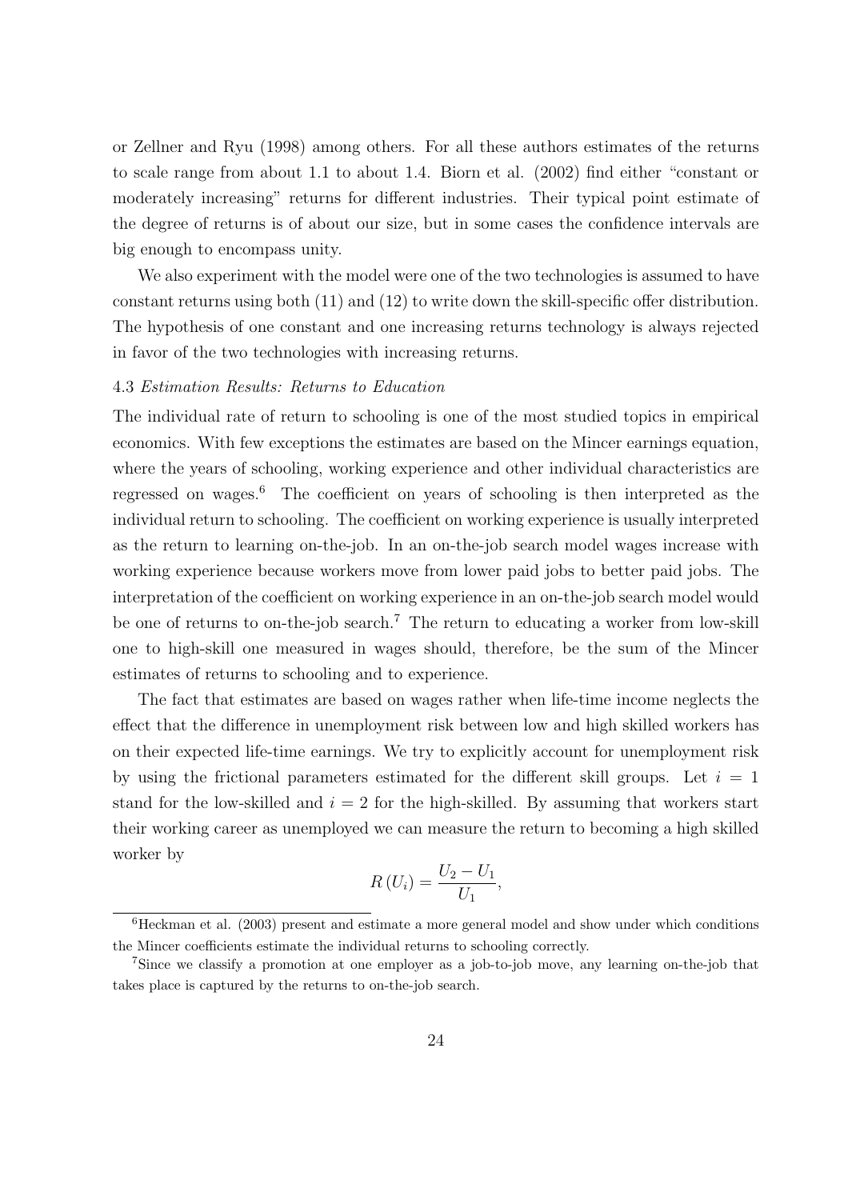or Zellner and Ryu (1998) among others. For all these authors estimates of the returns to scale range from about 1.1 to about 1.4. Biorn et al. (2002) find either "constant or moderately increasing" returns for different industries. Their typical point estimate of the degree of returns is of about our size, but in some cases the confidence intervals are big enough to encompass unity.

We also experiment with the model were one of the two technologies is assumed to have constant returns using both (11) and (12) to write down the skill-specific offer distribution. The hypothesis of one constant and one increasing returns technology is always rejected in favor of the two technologies with increasing returns.

#### 4.3 *Estimation Results: Returns to Education*

The individual rate of return to schooling is one of the most studied topics in empirical economics. With few exceptions the estimates are based on the Mincer earnings equation, where the years of schooling, working experience and other individual characteristics are regressed on wages.[6] The coefficient on years of schooling is then interpreted as the individual return to schooling. The coefficient on working experience is usually interpreted as the return to learning on-the-job. In an on-the-job search model wages increase with working experience because workers move from lower paid jobs to better paid jobs. The interpretation of the coefficient on working experience in an on-the-job search model would be one of returns to on-the-job search.[7] The return to educating a worker from low-skill one to high-skill one measured in wages should, therefore, be the sum of the Mincer estimates of returns to schooling and to experience.

The fact that estimates are based on wages rather when life-time income neglects the effect that the difference in unemployment risk between low and high skilled workers has on their expected life-time earnings. We try to explicitly account for unemployment risk by using the frictional parameters estimated for the different skill groups. Let $i = 1$ stand for the low-skilled and $i = 2$ for the high-skilled. By assuming that workers start their working career as unemployed we can measure the return to becoming a high skilled worker by

$$R(U_i) = \frac{U_2 - U_1}{U_1},$$

[6] Heckman et al. (2003) present and estimate a more general model and show under which conditions the Mincer coefficients estimate the individual returns to schooling correctly.

[7] Since we classify a promotion at one employer as a job-to-job move, any learning on-the-job that takes place is captured by the returns to on-the-job search.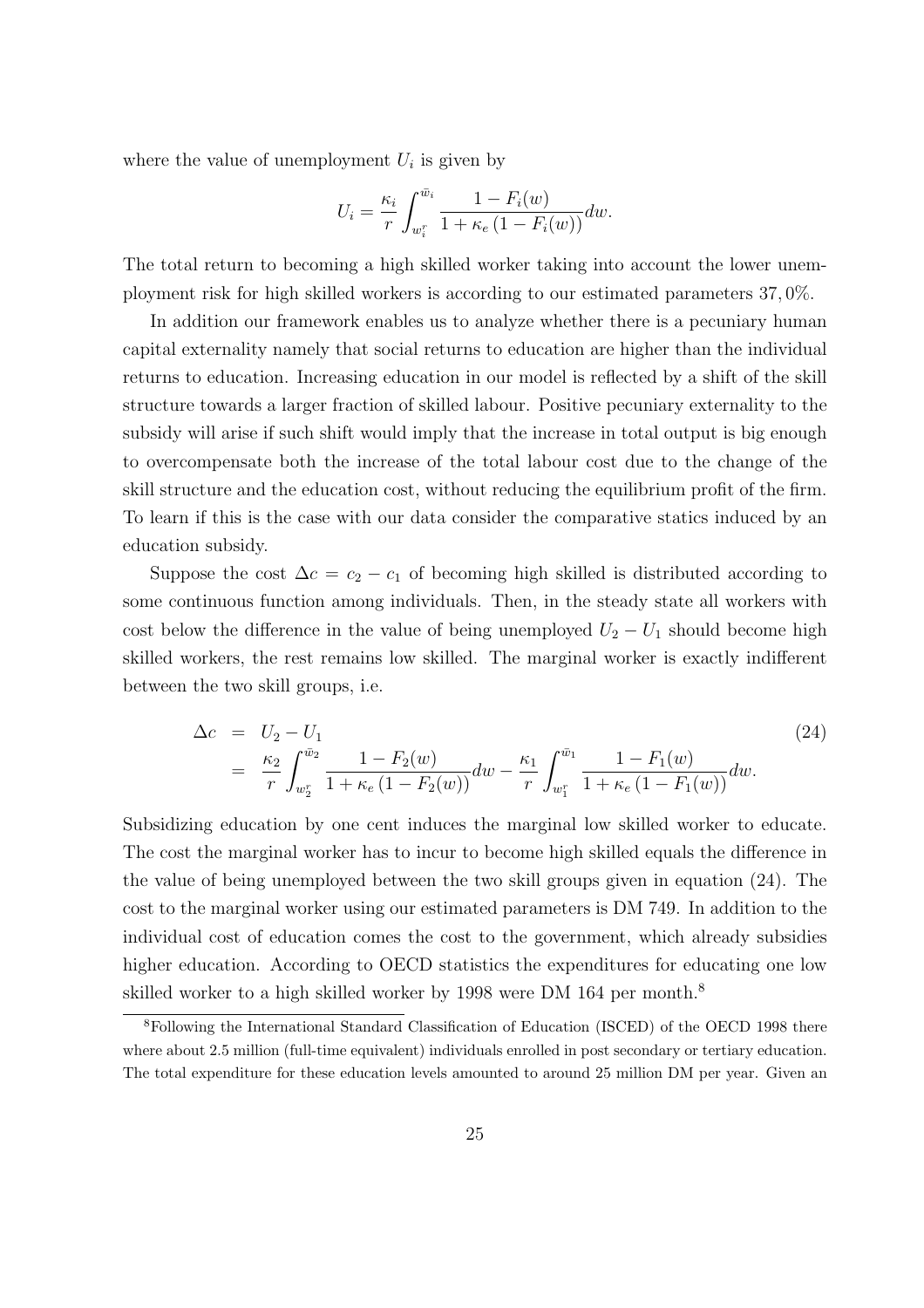where the value of unemployment $U_i$ is given by

$$U_i = \frac{\kappa_i}{r} \int_{w_i^r}^{\bar{w}_i} \frac{1 - F_i(w)}{1 + \kappa_e (1 - F_i(w))} dw.$$

The total return to becoming a high skilled worker taking into account the lower unemployment risk for high skilled workers is according to our estimated parameters 37, 0%.

In addition our framework enables us to analyze whether there is a pecuniary human capital externality namely that social returns to education are higher than the individual returns to education. Increasing education in our model is reflected by a shift of the skill structure towards a larger fraction of skilled labour. Positive pecuniary externality to the subsidy will arise if such shift would imply that the increase in total output is big enough to overcompensate both the increase of the total labour cost due to the change of the skill structure and the education cost, without reducing the equilibrium profit of the firm. To learn if this is the case with our data consider the comparative statics induced by an education subsidy.

Suppose the cost $\Delta c = c_2 - c_1$ of becoming high skilled is distributed according to some continuous function among individuals. Then, in the steady state all workers with cost below the difference in the value of being unemployed $U_2 - U_1$ should become high skilled workers, the rest remains low skilled. The marginal worker is exactly indifferent between the two skill groups, i.e.

$$\begin{aligned} \Delta c &= U_2 - U_1 \\ &= \frac{\kappa_2}{r} \int_{w_2^r}^{\bar{w}_2} \frac{1 - F_2(w)}{1 + \kappa_e (1 - F_2(w))} dw - \frac{\kappa_1}{r} \int_{w_1^r}^{\bar{w}_1} \frac{1 - F_1(w)}{1 + \kappa_e (1 - F_1(w))} dw. \end{aligned} \tag{24}$$

Subsidizing education by one cent induces the marginal low skilled worker to educate. The cost the marginal worker has to incur to become high skilled equals the difference in the value of being unemployed between the two skill groups given in equation (24). The cost to the marginal worker using our estimated parameters is DM 749. In addition to the individual cost of education comes the cost to the government, which already subsidies higher education. According to OECD statistics the expenditures for educating one low skilled worker to a high skilled worker by 1998 were DM 164 per month.[8]

[8]Following the International Standard Classification of Education (ISCED) of the OECD 1998 there where about 2.5 million (full-time equivalent) individuals enrolled in post secondary or tertiary education. The total expenditure for these education levels amounted to around 25 million DM per year. Given an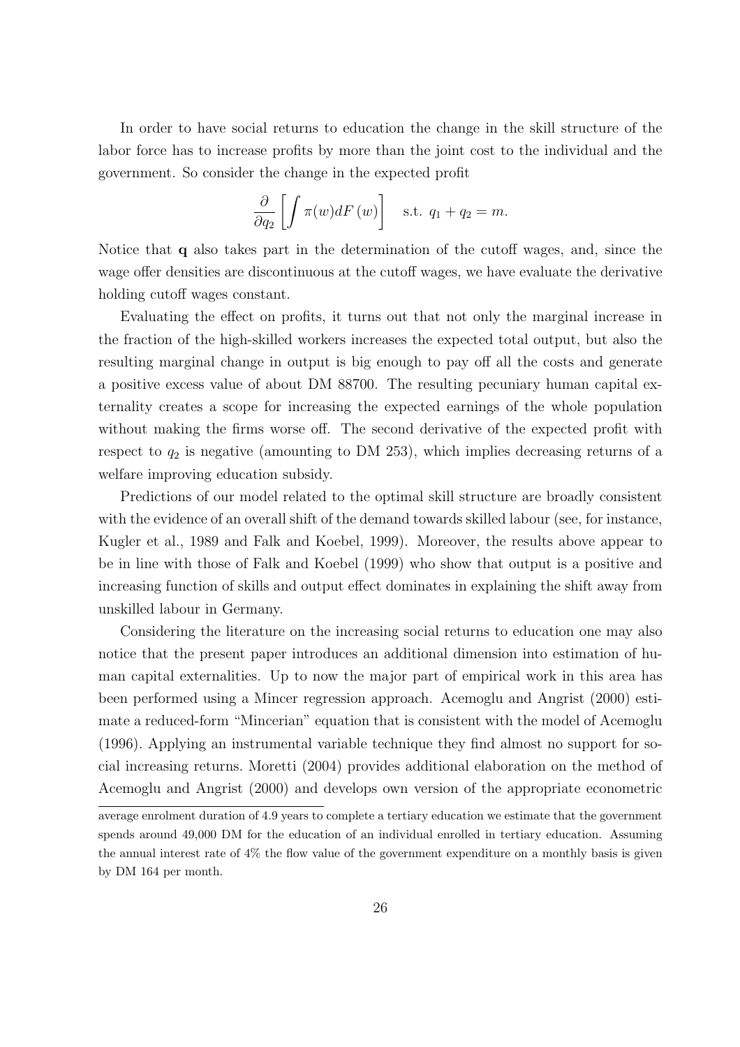In order to have social returns to education the change in the skill structure of the labor force has to increase profits by more than the joint cost to the individual and the government. So consider the change in the expected profit

$$\frac{\partial}{\partial q_2}\left[\int \pi(w) dF(w)\right] \quad \text{s.t. } q_1 + q_2 = m.$$

Notice that $\mathbf{q}$ also takes part in the determination of the cutoff wages, and, since the wage offer densities are discontinuous at the cutoff wages, we have evaluate the derivative holding cutoff wages constant.

Evaluating the effect on profits, it turns out that not only the marginal increase in the fraction of the high-skilled workers increases the expected total output, but also the resulting marginal change in output is big enough to pay off all the costs and generate a positive excess value of about DM 88700. The resulting pecuniary human capital externality creates a scope for increasing the expected earnings of the whole population without making the firms worse off. The second derivative of the expected profit with respect to $q_2$ is negative (amounting to DM 253), which implies decreasing returns of a welfare improving education subsidy.

Predictions of our model related to the optimal skill structure are broadly consistent with the evidence of an overall shift of the demand towards skilled labour (see, for instance, Kugler et al., 1989 and Falk and Koebel, 1999). Moreover, the results above appear to be in line with those of Falk and Koebel (1999) who show that output is a positive and increasing function of skills and output effect dominates in explaining the shift away from unskilled labour in Germany.

Considering the literature on the increasing social returns to education one may also notice that the present paper introduces an additional dimension into estimation of human capital externalities. Up to now the major part of empirical work in this area has been performed using a Mincer regression approach. Acemoglu and Angrist (2000) estimate a reduced-form "Mincerian" equation that is consistent with the model of Acemoglu (1996). Applying an instrumental variable technique they find almost no support for social increasing returns. Moretti (2004) provides additional elaboration on the method of Acemoglu and Angrist (2000) and develops own version of the appropriate econometric

average enrolment duration of 4.9 years to complete a tertiary education we estimate that the government spends around 49,000 DM for the education of an individual enrolled in tertiary education. Assuming the annual interest rate of 4% the flow value of the government expenditure on a monthly basis is given by DM 164 per month.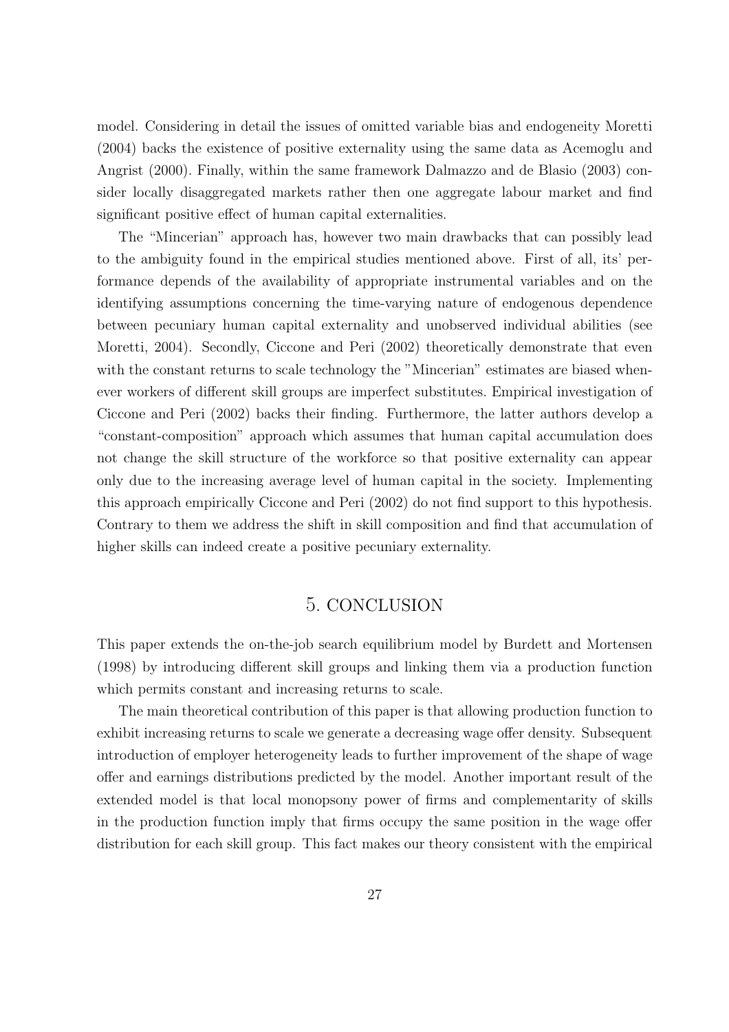model. Considering in detail the issues of omitted variable bias and endogeneity Moretti (2004) backs the existence of positive externality using the same data as Acemoglu and Angrist (2000). Finally, within the same framework Dalmazzo and de Blasio (2003) consider locally disaggregated markets rather then one aggregate labour market and find significant positive effect of human capital externalities.

The "Mincerian" approach has, however two main drawbacks that can possibly lead to the ambiguity found in the empirical studies mentioned above. First of all, its' performance depends of the availability of appropriate instrumental variables and on the identifying assumptions concerning the time-varying nature of endogenous dependence between pecuniary human capital externality and unobserved individual abilities (see Moretti, 2004). Secondly, Ciccone and Peri (2002) theoretically demonstrate that even with the constant returns to scale technology the "Mincerian" estimates are biased whenever workers of different skill groups are imperfect substitutes. Empirical investigation of Ciccone and Peri (2002) backs their finding. Furthermore, the latter authors develop a "constant-composition" approach which assumes that human capital accumulation does not change the skill structure of the workforce so that positive externality can appear only due to the increasing average level of human capital in the society. Implementing this approach empirically Ciccone and Peri (2002) do not find support to this hypothesis. Contrary to them we address the shift in skill composition and find that accumulation of higher skills can indeed create a positive pecuniary externality.

# 5. CONCLUSION

This paper extends the on-the-job search equilibrium model by Burdett and Mortensen (1998) by introducing different skill groups and linking them via a production function which permits constant and increasing returns to scale.

The main theoretical contribution of this paper is that allowing production function to exhibit increasing returns to scale we generate a decreasing wage offer density. Subsequent introduction of employer heterogeneity leads to further improvement of the shape of wage offer and earnings distributions predicted by the model. Another important result of the extended model is that local monopsony power of firms and complementarity of skills in the production function imply that firms occupy the same position in the wage offer distribution for each skill group. This fact makes our theory consistent with the empirical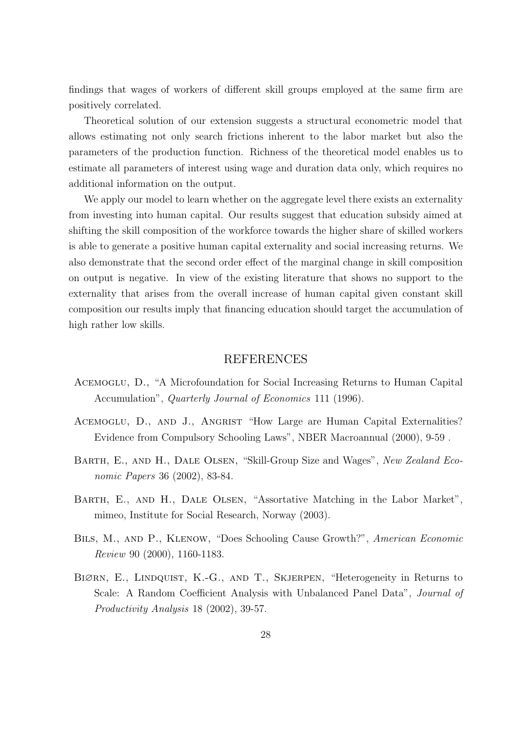findings that wages of workers of different skill groups employed at the same firm are positively correlated.

Theoretical solution of our extension suggests a structural econometric model that allows estimating not only search frictions inherent to the labor market but also the parameters of the production function. Richness of the theoretical model enables us to estimate all parameters of interest using wage and duration data only, which requires no additional information on the output.

We apply our model to learn whether on the aggregate level there exists an externality from investing into human capital. Our results suggest that education subsidy aimed at shifting the skill composition of the workforce towards the higher share of skilled workers is able to generate a positive human capital externality and social increasing returns. We also demonstrate that the second order effect of the marginal change in skill composition on output is negative. In view of the existing literature that shows no support to the externality that arises from the overall increase of human capital given constant skill composition our results imply that financing education should target the accumulation of high rather low skills.

## REFERENCES

Acemoglu, D., "A Microfoundation for Social Increasing Returns to Human Capital Accumulation", *Quarterly Journal of Economics* 111 (1996).

Acemoglu, D., and J., Angrist "How Large are Human Capital Externalities? Evidence from Compulsory Schooling Laws", NBER Macroannual (2000), 9-59 .

Barth, E., and H., Dale Olsen, "Skill-Group Size and Wages", *New Zealand Economic Papers* 36 (2002), 83-84.

Barth, E., and H., Dale Olsen, "Assortative Matching in the Labor Market", mimeo, Institute for Social Research, Norway (2003).

Bils, M., and P., Klenow, "Does Schooling Cause Growth?", *American Economic Review* 90 (2000), 1160-1183.

Biørn, E., Lindquist, K.-G., and T., Skjerpen, "Heterogeneity in Returns to Scale: A Random Coefficient Analysis with Unbalanced Panel Data", *Journal of Productivity Analysis* 18 (2002), 39-57.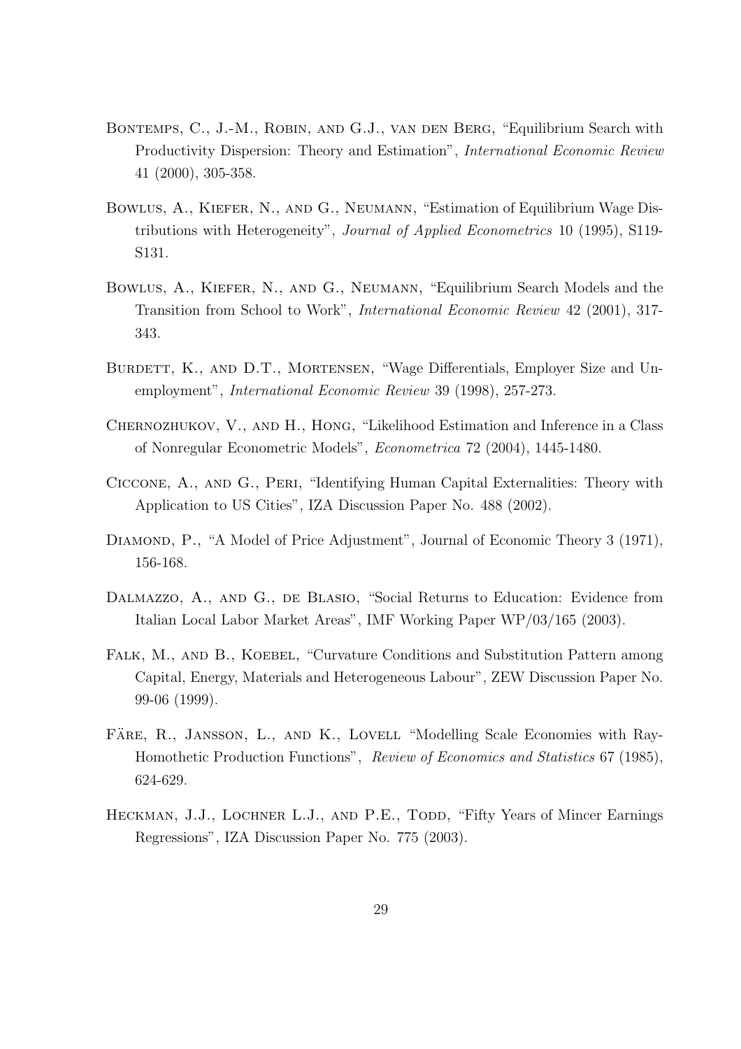Bontemps, C., J.-M., Robin, and G.J., van den Berg, "Equilibrium Search with Productivity Dispersion: Theory and Estimation", *International Economic Review* 41 (2000), 305-358.

Bowlus, A., Kiefer, N., and G., Neumann, "Estimation of Equilibrium Wage Distributions with Heterogeneity", *Journal of Applied Econometrics* 10 (1995), S119-S131.

Bowlus, A., Kiefer, N., and G., Neumann, "Equilibrium Search Models and the Transition from School to Work", *International Economic Review* 42 (2001), 317-343.

Burdett, K., and D.T., Mortensen, "Wage Differentials, Employer Size and Unemployment", *International Economic Review* 39 (1998), 257-273.

Chernozhukov, V., and H., Hong, "Likelihood Estimation and Inference in a Class of Nonregular Econometric Models", *Econometrica* 72 (2004), 1445-1480.

Ciccone, A., and G., Peri, "Identifying Human Capital Externalities: Theory with Application to US Cities", IZA Discussion Paper No. 488 (2002).

Diamond, P., "A Model of Price Adjustment", Journal of Economic Theory 3 (1971), 156-168.

Dalmazzo, A., and G., de Blasio, "Social Returns to Education: Evidence from Italian Local Labor Market Areas", IMF Working Paper WP/03/165 (2003).

Falk, M., and B., Koebel, "Curvature Conditions and Substitution Pattern among Capital, Energy, Materials and Heterogeneous Labour", ZEW Discussion Paper No. 99-06 (1999).

Färe, R., Jansson, L., and K., Lovell "Modelling Scale Economies with Ray-Homothetic Production Functions", *Review of Economics and Statistics* 67 (1985), 624-629.

Heckman, J.J., Lochner L.J., and P.E., Todd, "Fifty Years of Mincer Earnings Regressions", IZA Discussion Paper No. 775 (2003).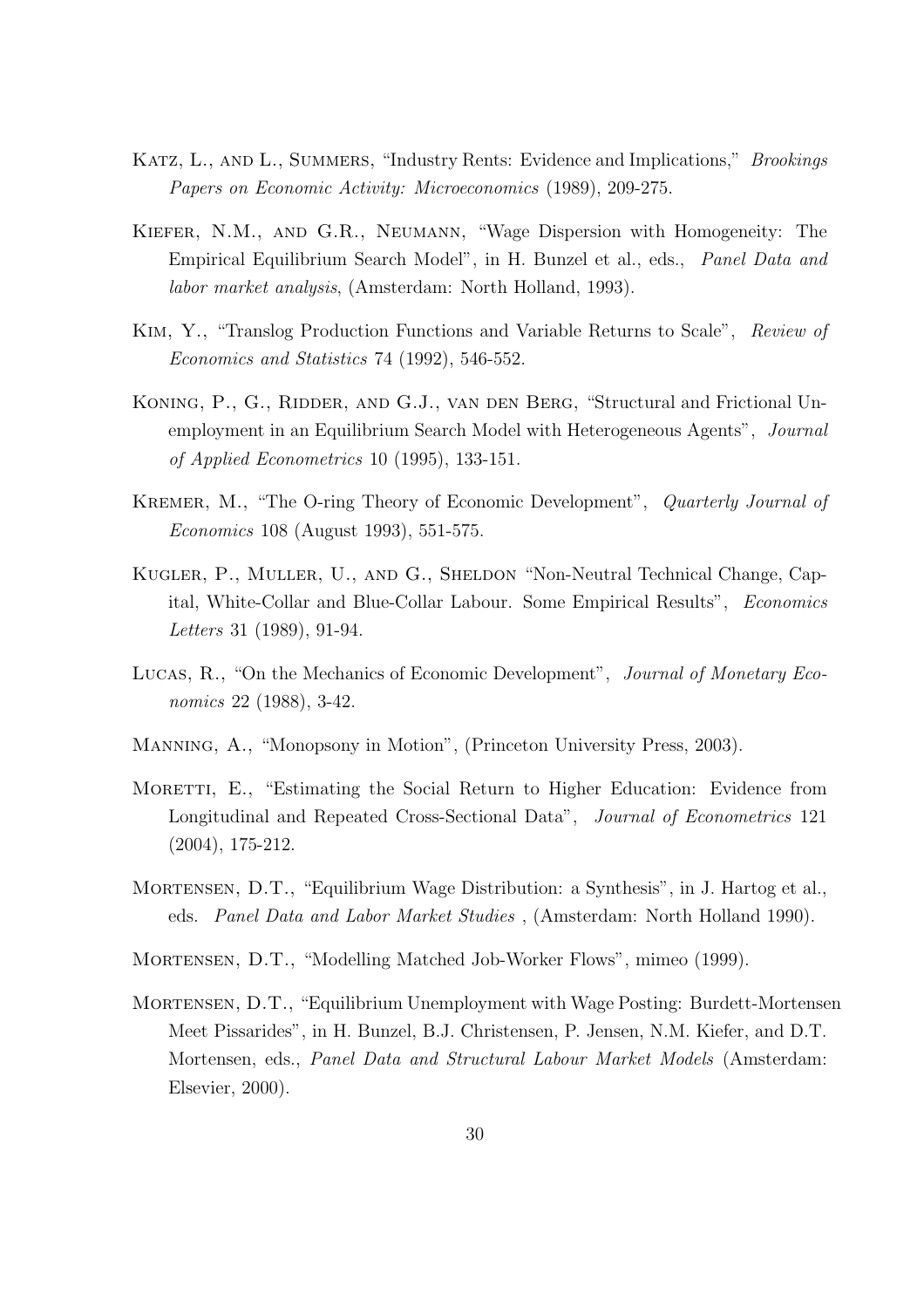Katz, L., and L., Summers, "Industry Rents: Evidence and Implications," *Brookings Papers on Economic Activity: Microeconomics* (1989), 209-275.

Kiefer, N.M., and G.R., Neumann, "Wage Dispersion with Homogeneity: The Empirical Equilibrium Search Model", in H. Bunzel et al., eds., *Panel Data and labor market analysis*, (Amsterdam: North Holland, 1993).

Kim, Y., "Translog Production Functions and Variable Returns to Scale", *Review of Economics and Statistics* 74 (1992), 546-552.

Koning, P., G., Ridder, and G.J., van den Berg, "Structural and Frictional Unemployment in an Equilibrium Search Model with Heterogeneous Agents", *Journal of Applied Econometrics* 10 (1995), 133-151.

Kremer, M., "The O-ring Theory of Economic Development", *Quarterly Journal of Economics* 108 (August 1993), 551-575.

Kugler, P., Muller, U., and G., Sheldon "Non-Neutral Technical Change, Capital, White-Collar and Blue-Collar Labour. Some Empirical Results", *Economics Letters* 31 (1989), 91-94.

Lucas, R., "On the Mechanics of Economic Development", *Journal of Monetary Economics* 22 (1988), 3-42.

Manning, A., "Monopsony in Motion", (Princeton University Press, 2003).

Moretti, E., "Estimating the Social Return to Higher Education: Evidence from Longitudinal and Repeated Cross-Sectional Data", *Journal of Econometrics* 121 (2004), 175-212.

Mortensen, D.T., "Equilibrium Wage Distribution: a Synthesis", in J. Hartog et al., eds. *Panel Data and Labor Market Studies* , (Amsterdam: North Holland 1990).

Mortensen, D.T., "Modelling Matched Job-Worker Flows", mimeo (1999).

Mortensen, D.T., "Equilibrium Unemployment with Wage Posting: Burdett-Mortensen Meet Pissarides", in H. Bunzel, B.J. Christensen, P. Jensen, N.M. Kiefer, and D.T. Mortensen, eds., *Panel Data and Structural Labour Market Models* (Amsterdam: Elsevier, 2000).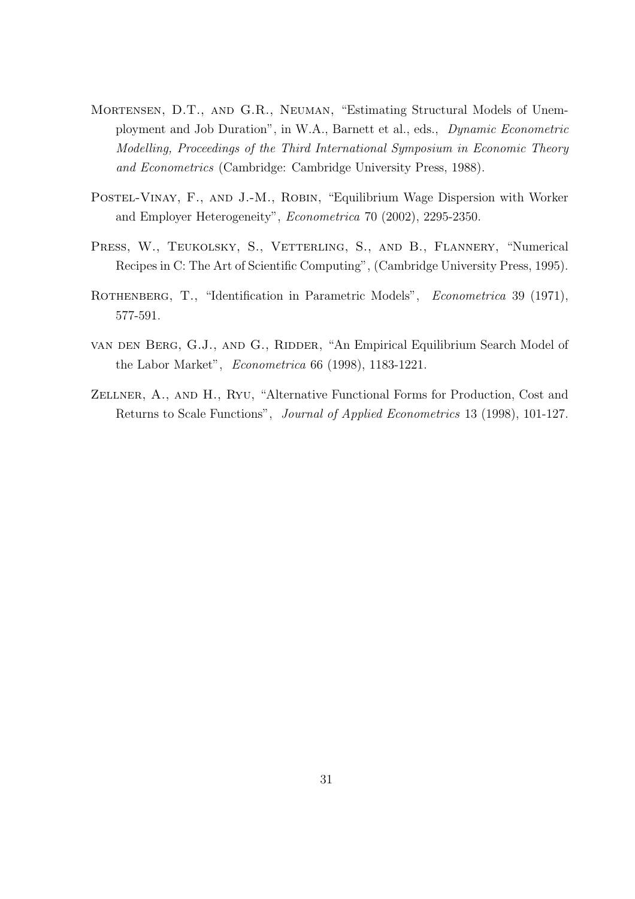Mortensen, D.T., and G.R., Neuman, "Estimating Structural Models of Unemployment and Job Duration", in W.A., Barnett et al., eds., *Dynamic Econometric Modelling, Proceedings of the Third International Symposium in Economic Theory and Econometrics* (Cambridge: Cambridge University Press, 1988).

Postel-Vinay, F., and J.-M., Robin, "Equilibrium Wage Dispersion with Worker and Employer Heterogeneity", *Econometrica* 70 (2002), 2295-2350.

Press, W., Teukolsky, S., Vetterling, S., and B., Flannery, "Numerical Recipes in C: The Art of Scientific Computing", (Cambridge University Press, 1995).

Rothenberg, T., "Identification in Parametric Models", *Econometrica* 39 (1971), 577-591.

van den Berg, G.J., and G., Ridder, "An Empirical Equilibrium Search Model of the Labor Market", *Econometrica* 66 (1998), 1183-1221.

Zellner, A., and H., Ryu, "Alternative Functional Forms for Production, Cost and Returns to Scale Functions", *Journal of Applied Econometrics* 13 (1998), 101-127.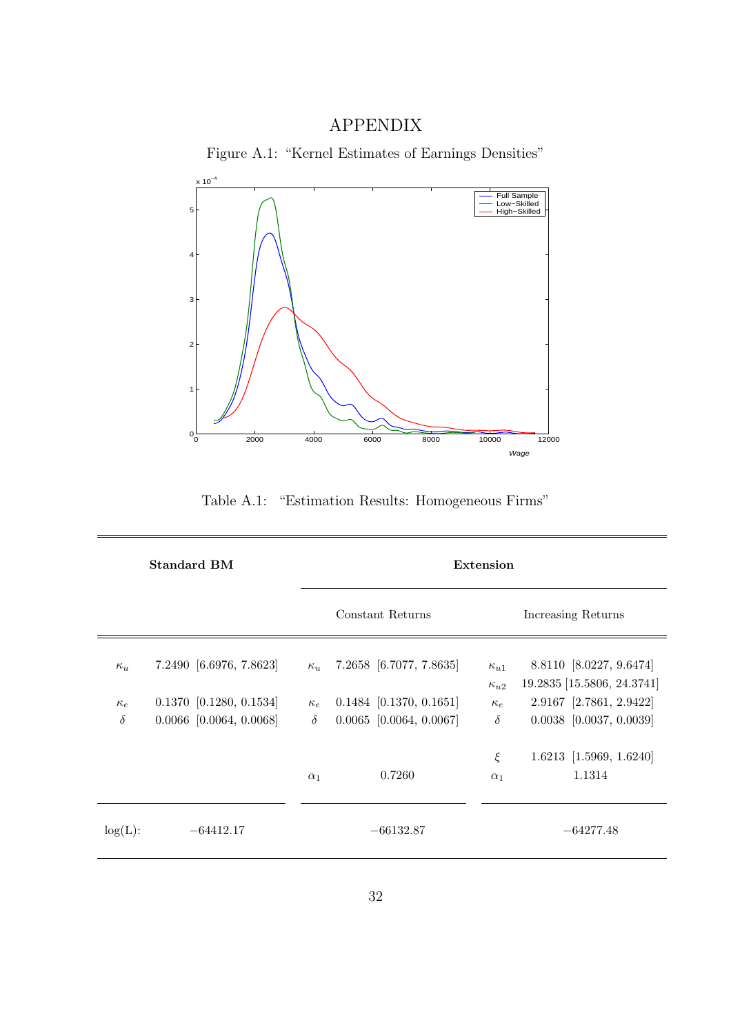# APPENDIX

Figure A.1: "Kernel Estimates of Earnings Densities"

Table A.1: "Estimation Results: Homogeneous Firms"

| Standard BM | | Extension | | | |
|---|---|---|---|---|---|
| | | Constant Returns | | Increasing Returns | |
| $\kappa_u$ | 7.2490 [6.6976, 7.8623] | $\kappa_u$ | 7.2658 [6.7077, 7.8635] | $\kappa_{u1}$ | 8.8110 [8.0227, 9.6474] |
| | | | | $\kappa_{u2}$ | 19.2835 [15.5806, 24.3741] |
| $\kappa_e$ | 0.1370 [0.1280, 0.1534] | $\kappa_e$ | 0.1484 [0.1370, 0.1651] | $\kappa_e$ | 2.9167 [2.7861, 2.9422] |
| $\delta$ | 0.0066 [0.0064, 0.0068] | $\delta$ | 0.0065 [0.0064, 0.0067] | $\delta$ | 0.0038 [0.0037, 0.0039] |
| | | | | $\xi$ | 1.6213 [1.5969, 1.6240] |
| | | $\alpha_1$ | 0.7260 | $\alpha_1$ | 1.1314 |
| log(L): | −64412.17 | | −66132.87 | | −64277.48 |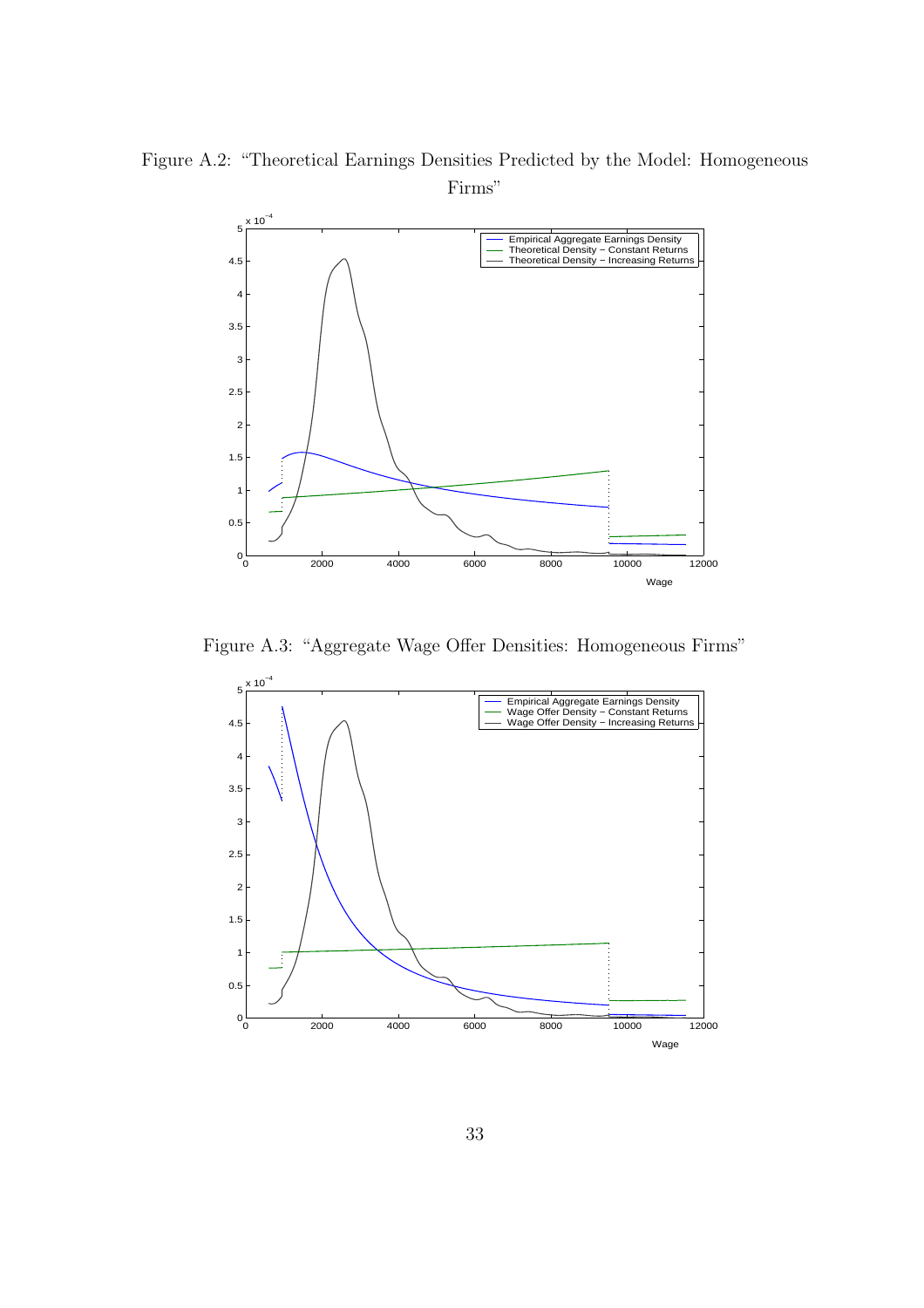Figure A.2: "Theoretical Earnings Densities Predicted by the Model: Homogeneous Firms"

Figure A.3: "Aggregate Wage Offer Densities: Homogeneous Firms"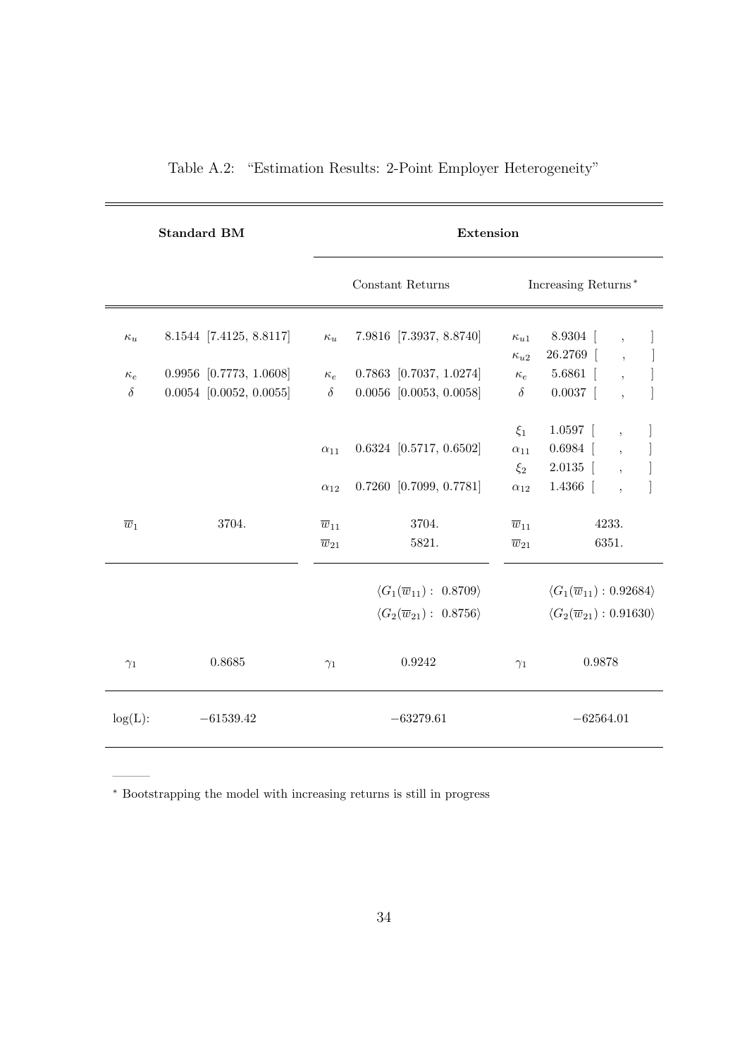Table A.2: "Estimation Results: 2-Point Employer Heterogeneity"

| **Standard BM** | | **Extension** | | | |
|---|---|---|---|---|---|
| | | Constant Returns | | Increasing Returns* | |
| $\kappa_u$ | 8.1544 [7.4125, 8.8117] | $\kappa_u$ | 7.9816 [7.3937, 8.8740] | $\kappa_{u1}$ | 8.9304 [ , ] |
| | | | | $\kappa_{u2}$ | 26.2769 [ , ] |
| $\kappa_e$ | 0.9956 [0.7773, 1.0608] | $\kappa_e$ | 0.7863 [0.7037, 1.0274] | $\kappa_e$ | 5.6861 [ , ] |
| $\delta$ | 0.0054 [0.0052, 0.0055] | $\delta$ | 0.0056 [0.0053, 0.0058] | $\delta$ | 0.0037 [ , ] |
| | | | | $\xi_1$ | 1.0597 [ , ] |
| | | $\alpha_{11}$ | 0.6324 [0.5717, 0.6502] | $\alpha_{11}$ | 0.6984 [ , ] |
| | | | | $\xi_2$ | 2.0135 [ , ] |
| | | $\alpha_{12}$ | 0.7260 [0.7099, 0.7781] | $\alpha_{12}$ | 1.4366 [ , ] |
| $\overline{w}_1$ | 3704. | $\overline{w}_{11}$ | 3704. | $\overline{w}_{11}$ | 4233. |
| | | $\overline{w}_{21}$ | 5821. | $\overline{w}_{21}$ | 6351. |
| | | | $\langle G_1(\overline{w}_{11}):\ 0.8709\rangle$ | | $\langle G_1(\overline{w}_{11}): 0.92684\rangle$ |
| | | | $\langle G_2(\overline{w}_{21}):\ 0.8756\rangle$ | | $\langle G_2(\overline{w}_{21}): 0.91630\rangle$ |
| $\gamma_1$ | 0.8685 | $\gamma_1$ | 0.9242 | $\gamma_1$ | 0.9878 |
| log(L): | −61539.42 | | −63279.61 | | −62564.01 |

* Bootstrapping the model with increasing returns is still in progress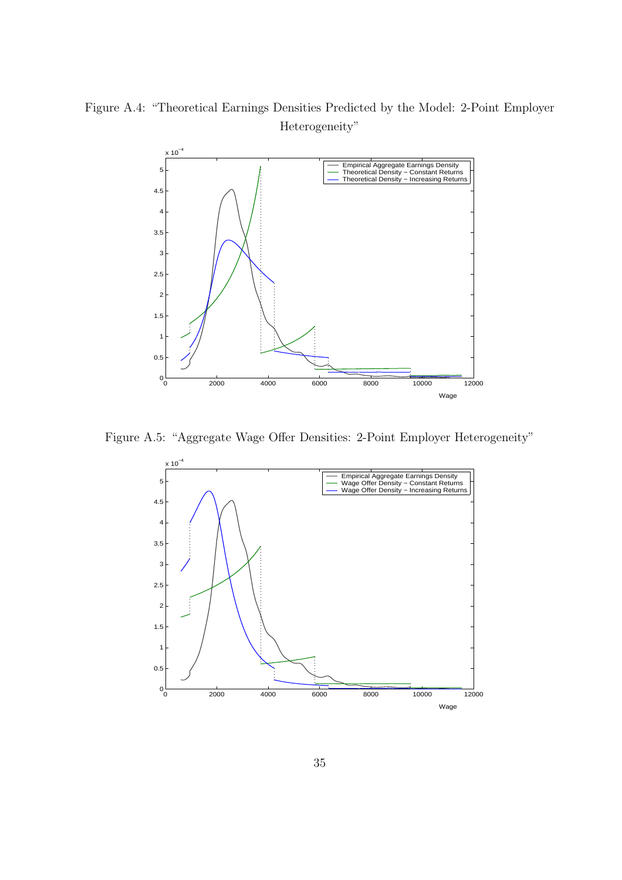Figure A.4: "Theoretical Earnings Densities Predicted by the Model: 2-Point Employer Heterogeneity"

Figure A.5: "Aggregate Wage Offer Densities: 2-Point Employer Heterogeneity"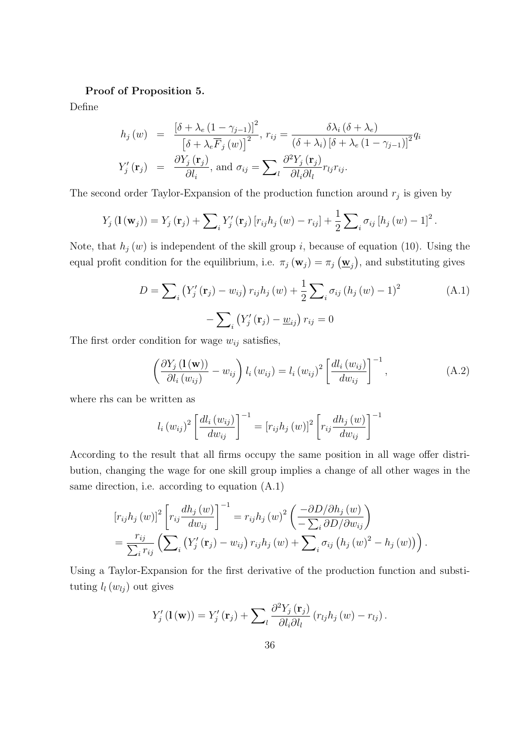**Proof of Proposition 5.**

Define

$$
\begin{aligned}
h_j(w) &= \frac{[\delta + \lambda_e(1-\gamma_{j-1})]^2}{\left[\delta + \lambda_e \overline{F}_j(w)\right]^2},\ r_{ij} = \frac{\delta \lambda_i (\delta + \lambda_e)}{(\delta + \lambda_i)[\delta + \lambda_e(1-\gamma_{j-1})]^2} q_i \\
Y_j'(\mathbf{r}_j) &= \frac{\partial Y_j(\mathbf{r}_j)}{\partial l_i},\ \text{and}\ \sigma_{ij} = \sum\nolimits_l \frac{\partial^2 Y_j(\mathbf{r}_j)}{\partial l_i \partial l_l} r_{lj} r_{ij}.
\end{aligned}
$$

The second order Taylor-Expansion of the production function around $r_j$ is given by

$$
Y_j(\mathbf{l}(\mathbf{w}_j)) = Y_j(\mathbf{r}_j) + \sum\nolimits_i Y_j'(\mathbf{r}_j)[r_{ij} h_j(w) - r_{ij}] + \frac{1}{2}\sum\nolimits_i \sigma_{ij}[h_j(w) - 1]^2.
$$

Note, that $h_j(w)$ is independent of the skill group $i$, because of equation (10). Using the equal profit condition for the equilibrium, i.e. $\pi_j(\mathbf{w}_j) = \pi_j(\underline{\mathbf{w}}_j)$, and substituting gives

$$
\begin{aligned}
D = \sum\nolimits_i \left(Y_j'(\mathbf{r}_j) - w_{ij}\right) r_{ij} h_j(w) + \frac{1}{2}\sum\nolimits_i \sigma_{ij}(h_j(w) - 1)^2 \\
- \sum\nolimits_i \left(Y_j'(\mathbf{r}_j) - \underline{w}_{ij}\right) r_{ij} = 0
\end{aligned} \tag{A.1}
$$

The first order condition for wage $w_{ij}$ satisfies,

$$
\left(\frac{\partial Y_j(\mathbf{l}(\mathbf{w}))}{\partial l_i(w_{ij})} - w_{ij}\right) l_i(w_{ij}) = l_i(w_{ij})^2 \left[\frac{dl_i(w_{ij})}{dw_{ij}}\right]^{-1}, \tag{A.2}
$$

where rhs can be written as

$$
l_i(w_{ij})^2 \left[\frac{dl_i(w_{ij})}{dw_{ij}}\right]^{-1} = [r_{ij} h_j(w)]^2 \left[r_{ij} \frac{dh_j(w)}{dw_{ij}}\right]^{-1}
$$

According to the result that all firms occupy the same position in all wage offer distribution, changing the wage for one skill group implies a change of all other wages in the same direction, i.e. according to equation (A.1)

$$
\begin{aligned}
&[r_{ij} h_j(w)]^2 \left[r_{ij} \frac{dh_j(w)}{dw_{ij}}\right]^{-1} = r_{ij} h_j(w)^2 \left(\frac{-\partial D / \partial h_j(w)}{-\sum_i \partial D / \partial w_{ij}}\right) \\
&= \frac{r_{ij}}{\sum_i r_{ij}} \left(\sum\nolimits_i \left(Y_j'(\mathbf{r}_j) - w_{ij}\right) r_{ij} h_j(w) + \sum\nolimits_i \sigma_{ij}\left(h_j(w)^2 - h_j(w)\right)\right).
\end{aligned}
$$

Using a Taylor-Expansion for the first derivative of the production function and substituting $l_l(w_{lj})$ out gives

$$
Y_j'(\mathbf{l}(\mathbf{w})) = Y_j'(\mathbf{r}_j) + \sum\nolimits_l \frac{\partial^2 Y_j(\mathbf{r}_j)}{\partial l_i \partial l_l}(r_{lj} h_j(w) - r_{lj}).
$$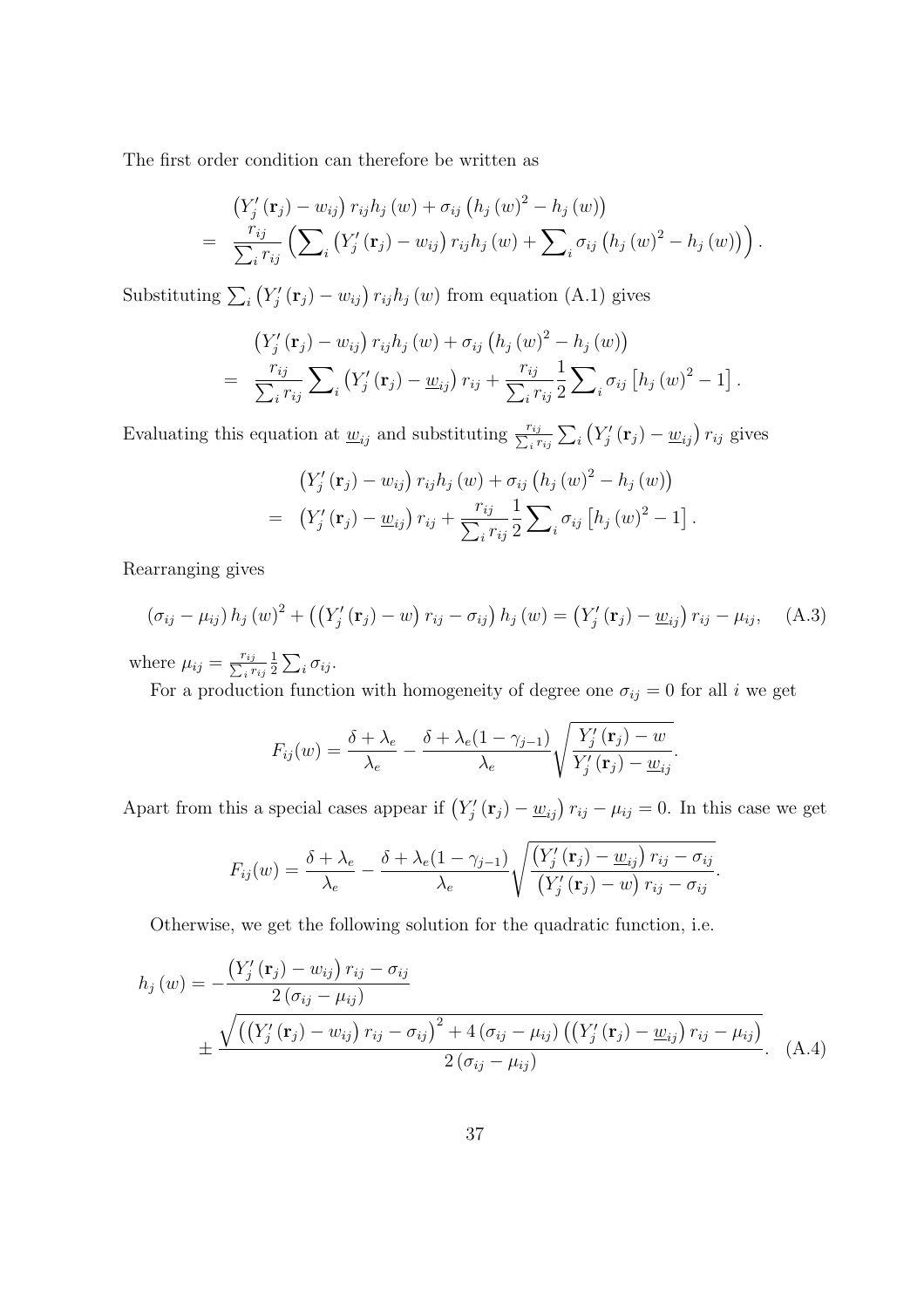The first order condition can therefore be written as

$$
\begin{aligned}
& \left(Y_j'\left(\mathbf{r}_j\right)-w_{ij}\right) r_{ij} h_j\left(w\right)+\sigma_{ij}\left(h_j\left(w\right)^2-h_j\left(w\right)\right) \\
= \; & \frac{r_{ij}}{\sum_i r_{ij}}\left(\sum\nolimits_i \left(Y_j'\left(\mathbf{r}_j\right)-w_{ij}\right) r_{ij} h_j\left(w\right)+\sum\nolimits_i \sigma_{ij}\left(h_j\left(w\right)^2-h_j\left(w\right)\right)\right).
\end{aligned}
$$

Substituting $\sum_i \left(Y_j'\left(\mathbf{r}_j\right)-w_{ij}\right) r_{ij} h_j\left(w\right)$ from equation (A.1) gives

$$
\begin{aligned}
& \left(Y_j'\left(\mathbf{r}_j\right)-w_{ij}\right) r_{ij} h_j\left(w\right)+\sigma_{ij}\left(h_j\left(w\right)^2-h_j\left(w\right)\right) \\
= \; & \frac{r_{ij}}{\sum_i r_{ij}} \sum\nolimits_i \left(Y_j'\left(\mathbf{r}_j\right)-\underline{w}_{ij}\right) r_{ij}+\frac{r_{ij}}{\sum_i r_{ij}} \frac{1}{2} \sum\nolimits_i \sigma_{ij}\left[h_j\left(w\right)^2-1\right].
\end{aligned}
$$

Evaluating this equation at $\underline{w}_{ij}$ and substituting $\frac{r_{ij}}{\sum_i r_{ij}} \sum_i \left(Y_j'\left(\mathbf{r}_j\right)-\underline{w}_{ij}\right) r_{ij}$ gives

$$
\begin{aligned}
& \left(Y_j'\left(\mathbf{r}_j\right)-w_{ij}\right) r_{ij} h_j\left(w\right)+\sigma_{ij}\left(h_j\left(w\right)^2-h_j\left(w\right)\right) \\
= \; & \left(Y_j'\left(\mathbf{r}_j\right)-\underline{w}_{ij}\right) r_{ij}+\frac{r_{ij}}{\sum_i r_{ij}} \frac{1}{2} \sum\nolimits_i \sigma_{ij}\left[h_j\left(w\right)^2-1\right].
\end{aligned}
$$

Rearranging gives

$$
\left(\sigma_{ij}-\mu_{ij}\right) h_j\left(w\right)^2+\left(\left(Y_j'\left(\mathbf{r}_j\right)-w\right) r_{ij}-\sigma_{ij}\right) h_j\left(w\right)=\left(Y_j'\left(\mathbf{r}_j\right)-\underline{w}_{ij}\right) r_{ij}-\mu_{ij}, \quad \text{(A.3)}
$$

where $\mu_{ij}=\frac{r_{ij}}{\sum_i r_{ij}} \frac{1}{2} \sum_i \sigma_{ij}$.

For a production function with homogeneity of degree one $\sigma_{ij}=0$ for all $i$ we get

$$
F_{ij}(w)=\frac{\delta+\lambda_e}{\lambda_e}-\frac{\delta+\lambda_e(1-\gamma_{j-1})}{\lambda_e} \sqrt{\frac{Y_j'\left(\mathbf{r}_j\right)-w}{Y_j'\left(\mathbf{r}_j\right)-\underline{w}_{ij}}}.
$$

Apart from this a special cases appear if $\left(Y_j'\left(\mathbf{r}_j\right)-\underline{w}_{ij}\right) r_{ij}-\mu_{ij}=0$. In this case we get

$$
F_{ij}(w)=\frac{\delta+\lambda_e}{\lambda_e}-\frac{\delta+\lambda_e(1-\gamma_{j-1})}{\lambda_e} \sqrt{\frac{\left(Y_j'\left(\mathbf{r}_j\right)-\underline{w}_{ij}\right) r_{ij}-\sigma_{ij}}{\left(Y_j'\left(\mathbf{r}_j\right)-w\right) r_{ij}-\sigma_{ij}}}.
$$

Otherwise, we get the following solution for the quadratic function, i.e.

$$
\begin{aligned}
h_j\left(w\right)= & -\frac{\left(Y_j'\left(\mathbf{r}_j\right)-w_{ij}\right) r_{ij}-\sigma_{ij}}{2\left(\sigma_{ij}-\mu_{ij}\right)} \\
& \pm \frac{\sqrt{\left(\left(Y_j'\left(\mathbf{r}_j\right)-w_{ij}\right) r_{ij}-\sigma_{ij}\right)^2+4\left(\sigma_{ij}-\mu_{ij}\right)\left(\left(Y_j'\left(\mathbf{r}_j\right)-\underline{w}_{ij}\right) r_{ij}-\mu_{ij}\right)}}{2\left(\sigma_{ij}-\mu_{ij}\right)}. \quad \text{(A.4)}
\end{aligned}
$$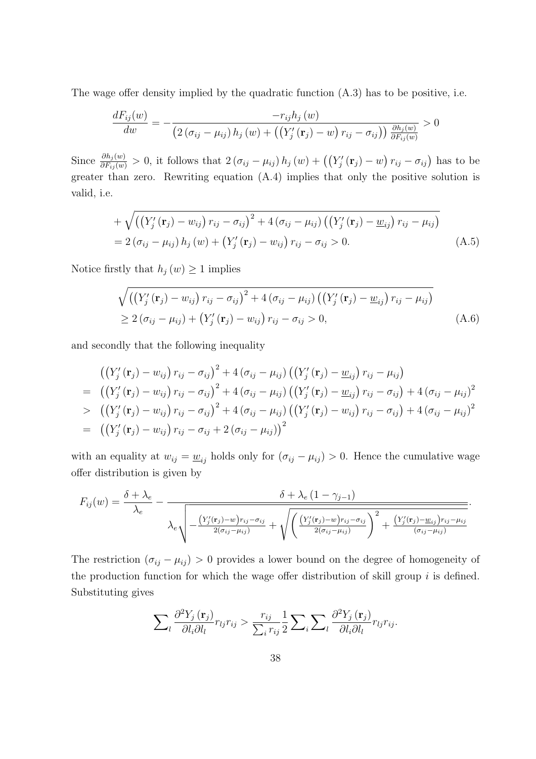The wage offer density implied by the quadratic function (A.3) has to be positive, i.e.

$$\frac{dF_{ij}(w)}{dw} = -\frac{-r_{ij}h_j(w)}{\left(2(\sigma_{ij}-\mu_{ij})h_j(w) + \left(\left(Y_j'(\mathbf{r}_j)-w\right)r_{ij}-\sigma_{ij}\right)\right)\frac{\partial h_j(w)}{\partial F_{ij}(w)}} > 0$$

Since $\frac{\partial h_j(w)}{\partial F_{ij}(w)} > 0$, it follows that $2(\sigma_{ij}-\mu_{ij})h_j(w) + \left(\left(Y_j'(\mathbf{r}_j)-w\right)r_{ij}-\sigma_{ij}\right)$ has to be greater than zero. Rewriting equation (A.4) implies that only the positive solution is valid, i.e.

$$\begin{aligned}
&+\sqrt{\left(\left(Y_j'(\mathbf{r}_j)-w_{ij}\right)r_{ij}-\sigma_{ij}\right)^2 + 4(\sigma_{ij}-\mu_{ij})\left(\left(Y_j'(\mathbf{r}_j)-\underline{w}_{ij}\right)r_{ij}-\mu_{ij}\right)} \\
&= 2(\sigma_{ij}-\mu_{ij})h_j(w) + \left(Y_j'(\mathbf{r}_j)-w_{ij}\right)r_{ij}-\sigma_{ij} > 0. \qquad \text{(A.5)}
\end{aligned}$$

Notice firstly that $h_j(w) \geq 1$ implies

$$\begin{aligned}
&\sqrt{\left(\left(Y_j'(\mathbf{r}_j)-w_{ij}\right)r_{ij}-\sigma_{ij}\right)^2 + 4(\sigma_{ij}-\mu_{ij})\left(\left(Y_j'(\mathbf{r}_j)-\underline{w}_{ij}\right)r_{ij}-\mu_{ij}\right)} \\
&\geq 2(\sigma_{ij}-\mu_{ij}) + \left(Y_j'(\mathbf{r}_j)-w_{ij}\right)r_{ij}-\sigma_{ij} > 0, \qquad \text{(A.6)}
\end{aligned}$$

and secondly that the following inequality

$$\begin{aligned}
&\left(\left(Y_j'(\mathbf{r}_j)-w_{ij}\right)r_{ij}-\sigma_{ij}\right)^2 + 4(\sigma_{ij}-\mu_{ij})\left(\left(Y_j'(\mathbf{r}_j)-\underline{w}_{ij}\right)r_{ij}-\mu_{ij}\right) \\
=\;& \left(\left(Y_j'(\mathbf{r}_j)-w_{ij}\right)r_{ij}-\sigma_{ij}\right)^2 + 4(\sigma_{ij}-\mu_{ij})\left(\left(Y_j'(\mathbf{r}_j)-\underline{w}_{ij}\right)r_{ij}-\sigma_{ij}\right) + 4(\sigma_{ij}-\mu_{ij})^2 \\
>\;& \left(\left(Y_j'(\mathbf{r}_j)-w_{ij}\right)r_{ij}-\sigma_{ij}\right)^2 + 4(\sigma_{ij}-\mu_{ij})\left(\left(Y_j'(\mathbf{r}_j)-w_{ij}\right)r_{ij}-\sigma_{ij}\right) + 4(\sigma_{ij}-\mu_{ij})^2 \\
=\;& \left(\left(Y_j'(\mathbf{r}_j)-w_{ij}\right)r_{ij}-\sigma_{ij}+2(\sigma_{ij}-\mu_{ij})\right)^2
\end{aligned}$$

with an equality at $w_{ij} = \underline{w}_{ij}$ holds only for $(\sigma_{ij}-\mu_{ij}) > 0$. Hence the cumulative wage offer distribution is given by

$$F_{ij}(w) = \frac{\delta+\lambda_e}{\lambda_e} - \frac{\delta+\lambda_e(1-\gamma_{j-1})}{\lambda_e\sqrt{-\frac{\left(Y_j'(\mathbf{r}_j)-w\right)r_{ij}-\sigma_{ij}}{2(\sigma_{ij}-\mu_{ij})} + \sqrt{\left(\frac{\left(Y_j'(\mathbf{r}_j)-w\right)r_{ij}-\sigma_{ij}}{2(\sigma_{ij}-\mu_{ij})}\right)^2 + \frac{\left(Y_j'(\mathbf{r}_j)-\underline{w}_{ij}\right)r_{ij}-\mu_{ij}}{(\sigma_{ij}-\mu_{ij})}}}}.$$

The restriction $(\sigma_{ij}-\mu_{ij}) > 0$ provides a lower bound on the degree of homogeneity of the production function for which the wage offer distribution of skill group $i$ is defined. Substituting gives

$$\sum_l \frac{\partial^2 Y_j(\mathbf{r}_j)}{\partial l_i \partial l_l} r_{lj} r_{ij} > \frac{r_{ij}}{\sum_i r_{ij}} \frac{1}{2} \sum_i \sum_l \frac{\partial^2 Y_j(\mathbf{r}_j)}{\partial l_i \partial l_l} r_{lj} r_{ij}.$$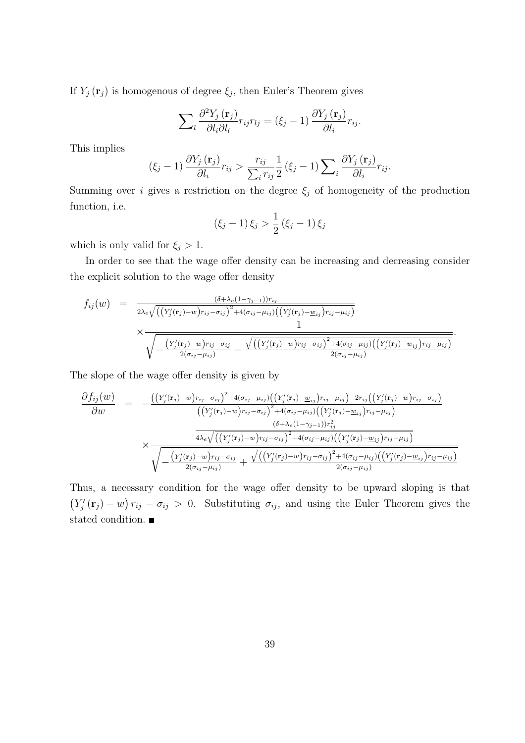If $Y_j(\mathbf{r}_j)$ is homogenous of degree $\xi_j$, then Euler's Theorem gives

$$\sum_l \frac{\partial^2 Y_j(\mathbf{r}_j)}{\partial l_i \partial l_l} r_{ij} r_{lj} = (\xi_j - 1) \frac{\partial Y_j(\mathbf{r}_j)}{\partial l_i} r_{ij}.$$

This implies

$$(\xi_j - 1) \frac{\partial Y_j(\mathbf{r}_j)}{\partial l_i} r_{ij} > \frac{r_{ij}}{\sum_i r_{ij}} \frac{1}{2} (\xi_j - 1) \sum_i \frac{\partial Y_j(\mathbf{r}_j)}{\partial l_i} r_{ij}.$$

Summing over $i$ gives a restriction on the degree $\xi_j$ of homogeneity of the production function, i.e.

$$(\xi_j - 1) \xi_j > \frac{1}{2} (\xi_j - 1) \xi_j$$

which is only valid for $\xi_j > 1$.

In order to see that the wage offer density can be increasing and decreasing consider the explicit solution to the wage offer density

$$f_{ij}(w) = \frac{(\delta + \lambda_e(1-\gamma_{j-1})) r_{ij}}{2\lambda_e \sqrt{\left(\left(Y_j'(\mathbf{r}_j) - w\right) r_{ij} - \sigma_{ij}\right)^2 + 4(\sigma_{ij} - \mu_{ij})\left(\left(Y_j'(\mathbf{r}_j) - \underline{w}_{ij}\right) r_{ij} - \mu_{ij}\right)}} \times \frac{1}{\sqrt{-\frac{\left(Y_j'(\mathbf{r}_j) - w\right) r_{ij} - \sigma_{ij}}{2(\sigma_{ij} - \mu_{ij})} + \frac{\sqrt{\left(\left(Y_j'(\mathbf{r}_j) - w\right) r_{ij} - \sigma_{ij}\right)^2 + 4(\sigma_{ij} - \mu_{ij})\left(\left(Y_j'(\mathbf{r}_j) - \underline{w}_{ij}\right) r_{ij} - \mu_{ij}\right)}}{2(\sigma_{ij} - \mu_{ij})}}}.$$

The slope of the wage offer density is given by

$$\frac{\partial f_{ij}(w)}{\partial w} = -\frac{\left(\left(Y_j'(\mathbf{r}_j) - w\right) r_{ij} - \sigma_{ij}\right)^2 + 4(\sigma_{ij} - \mu_{ij})\left(\left(Y_j'(\mathbf{r}_j) - \underline{w}_{ij}\right) r_{ij} - \mu_{ij}\right) - 2 r_{ij}\left(\left(Y_j'(\mathbf{r}_j) - w\right) r_{ij} - \sigma_{ij}\right)}{\left(\left(Y_j'(\mathbf{r}_j) - w\right) r_{ij} - \sigma_{ij}\right)^2 + 4(\sigma_{ij} - \mu_{ij})\left(\left(Y_j'(\mathbf{r}_j) - \underline{w}_{ij}\right) r_{ij} - \mu_{ij}\right)} \times \frac{\frac{(\delta + \lambda_e(1-\gamma_{j-1})) r_{ij}^2}{4\lambda_e \sqrt{\left(\left(Y_j'(\mathbf{r}_j) - w\right) r_{ij} - \sigma_{ij}\right)^2 + 4(\sigma_{ij} - \mu_{ij})\left(\left(Y_j'(\mathbf{r}_j) - \underline{w}_{ij}\right) r_{ij} - \mu_{ij}\right)}}}{\sqrt{-\frac{\left(Y_j'(\mathbf{r}_j) - w\right) r_{ij} - \sigma_{ij}}{2(\sigma_{ij} - \mu_{ij})} + \frac{\sqrt{\left(\left(Y_j'(\mathbf{r}_j) - w\right) r_{ij} - \sigma_{ij}\right)^2 + 4(\sigma_{ij} - \mu_{ij})\left(\left(Y_j'(\mathbf{r}_j) - \underline{w}_{ij}\right) r_{ij} - \mu_{ij}\right)}}{2(\sigma_{ij} - \mu_{ij})}}}$$

Thus, a necessary condition for the wage offer density to be upward sloping is that $\left(Y_j'(\mathbf{r}_j) - w\right) r_{ij} - \sigma_{ij} > 0$. Substituting $\sigma_{ij}$, and using the Euler Theorem gives the stated condition. ∎